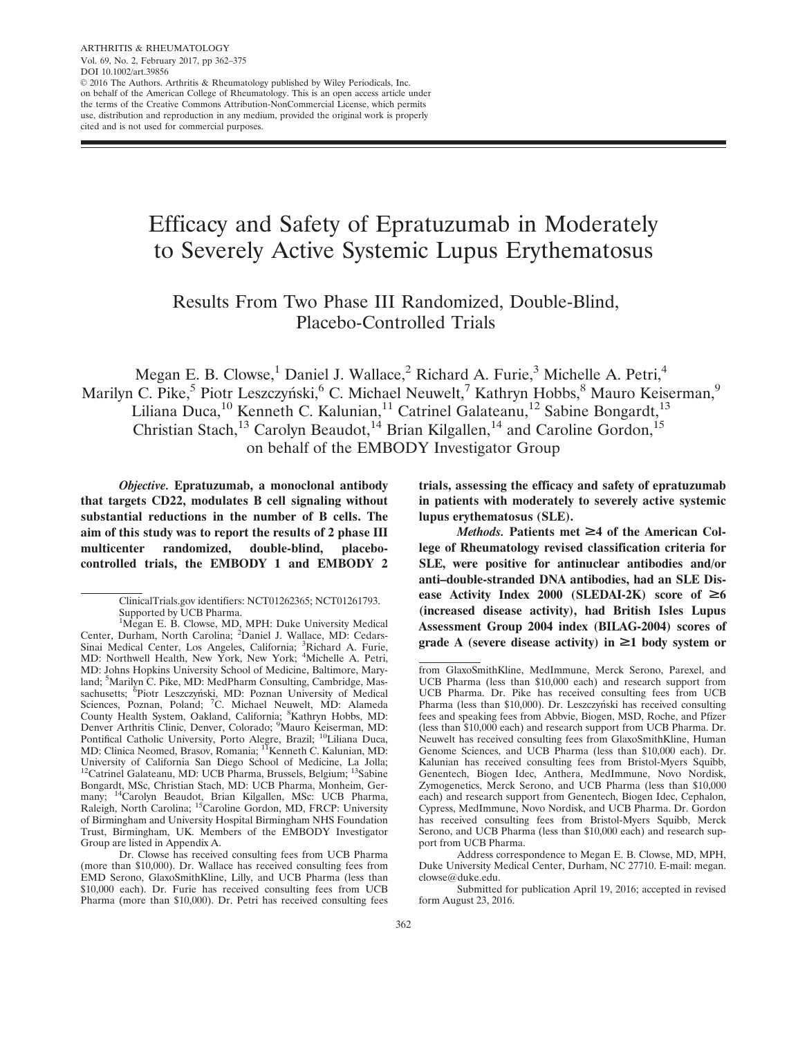ARTHRITIS & RHEUMATOLOGY
Vol. 69, No. 2, February 2017, pp 362–375
DOI 10.1002/art.39856
© 2016 The Authors. Arthritis & Rheumatology published by Wiley Periodicals, Inc. on behalf of the American College of Rheumatology. This is an open access article under the terms of the Creative Commons Attribution-NonCommercial License, which permits use, distribution and reproduction in any medium, provided the original work is properly cited and is not used for commercial purposes.

# Efficacy and Safety of Epratuzumab in Moderately to Severely Active Systemic Lupus Erythematosus

## Results From Two Phase III Randomized, Double-Blind, Placebo-Controlled Trials

Megan E. B. Clowse,[1] Daniel J. Wallace,[2] Richard A. Furie,[3] Michelle A. Petri,[4] Marilyn C. Pike,[5] Piotr Leszczyński,[6] C. Michael Neuwelt,[7] Kathryn Hobbs,[8] Mauro Keiserman,[9] Liliana Duca,[10] Kenneth C. Kalunian,[11] Catrinel Galateanu,[12] Sabine Bongardt,[13] Christian Stach,[13] Carolyn Beaudot,[14] Brian Kilgallen,[14] and Caroline Gordon,[15] on behalf of the EMBODY Investigator Group

***Objective.*** **Epratuzumab, a monoclonal antibody that targets CD22, modulates B cell signaling without substantial reductions in the number of B cells. The aim of this study was to report the results of 2 phase III multicenter randomized, double-blind, placebo-controlled trials, the EMBODY 1 and EMBODY 2 trials, assessing the efficacy and safety of epratuzumab in patients with moderately to severely active systemic lupus erythematosus (SLE).**

***Methods.*** **Patients met ≥4 of the American College of Rheumatology revised classification criteria for SLE, were positive for antinuclear antibodies and/or anti–double-stranded DNA antibodies, had an SLE Disease Activity Index 2000 (SLEDAI-2K) score of ≥6 (increased disease activity), had British Isles Lupus Assessment Group 2004 index (BILAG-2004) scores of grade A (severe disease activity) in ≥1 body system or**

ClinicalTrials.gov identifiers: NCT01262365; NCT01261793.
Supported by UCB Pharma.

[1]Megan E. B. Clowse, MD, MPH: Duke University Medical Center, Durham, North Carolina; [2]Daniel J. Wallace, MD: Cedars-Sinai Medical Center, Los Angeles, California; [3]Richard A. Furie, MD: Northwell Health, New York, New York; [4]Michelle A. Petri, MD: Johns Hopkins University School of Medicine, Baltimore, Maryland; [5]Marilyn C. Pike, MD: MedPharm Consulting, Cambridge, Massachusetts; [6]Piotr Leszczyński, MD: Poznan University of Medical Sciences, Poznan, Poland; [7]C. Michael Neuwelt, MD: Alameda County Health System, Oakland, California; [8]Kathryn Hobbs, MD: Denver Arthritis Clinic, Denver, Colorado; [9]Mauro Keiserman, MD: Pontifical Catholic University, Porto Alegre, Brazil; [10]Liliana Duca, MD: Clinica Neomed, Brasov, Romania; [11]Kenneth C. Kalunian, MD: University of California San Diego School of Medicine, La Jolla; [12]Catrinel Galateanu, MD: UCB Pharma, Brussels, Belgium; [13]Sabine Bongardt, MSc, Christian Stach, MD: UCB Pharma, Monheim, Germany; [14]Carolyn Beaudot, Brian Kilgallen, MSc: UCB Pharma, Raleigh, North Carolina; [15]Caroline Gordon, MD, FRCP: University of Birmingham and University Hospital Birmingham NHS Foundation Trust, Birmingham, UK. Members of the EMBODY Investigator Group are listed in Appendix A.

Dr. Clowse has received consulting fees from UCB Pharma (more than $10,000). Dr. Wallace has received consulting fees from EMD Serono, GlaxoSmithKline, Lilly, and UCB Pharma (less than $10,000 each). Dr. Furie has received consulting fees from UCB Pharma (more than $10,000). Dr. Petri has received consulting fees from GlaxoSmithKline, MedImmune, Merck Serono, Parexel, and UCB Pharma (less than $10,000 each) and research support from UCB Pharma. Dr. Pike has received consulting fees from UCB Pharma (less than $10,000). Dr. Leszczyński has received consulting fees and speaking fees from Abbvie, Biogen, MSD, Roche, and Pfizer (less than $10,000 each) and research support from UCB Pharma. Dr. Neuwelt has received consulting fees from GlaxoSmithKline, Human Genome Sciences, and UCB Pharma (less than $10,000 each). Dr. Kalunian has received consulting fees from Bristol-Myers Squibb, Genentech, Biogen Idec, Anthera, MedImmune, Novo Nordisk, Zymogenetics, Merck Serono, and UCB Pharma (less than $10,000 each) and research support from Genentech, Biogen Idec, Cephalon, Cypress, MedImmune, Novo Nordisk, and UCB Pharma. Dr. Gordon has received consulting fees from Bristol-Myers Squibb, Merck Serono, and UCB Pharma (less than $10,000 each) and research support from UCB Pharma.

Address correspondence to Megan E. B. Clowse, MD, MPH, Duke University Medical Center, Durham, NC 27710. E-mail: megan.clowse@duke.edu.

Submitted for publication April 19, 2016; accepted in revised form August 23, 2016.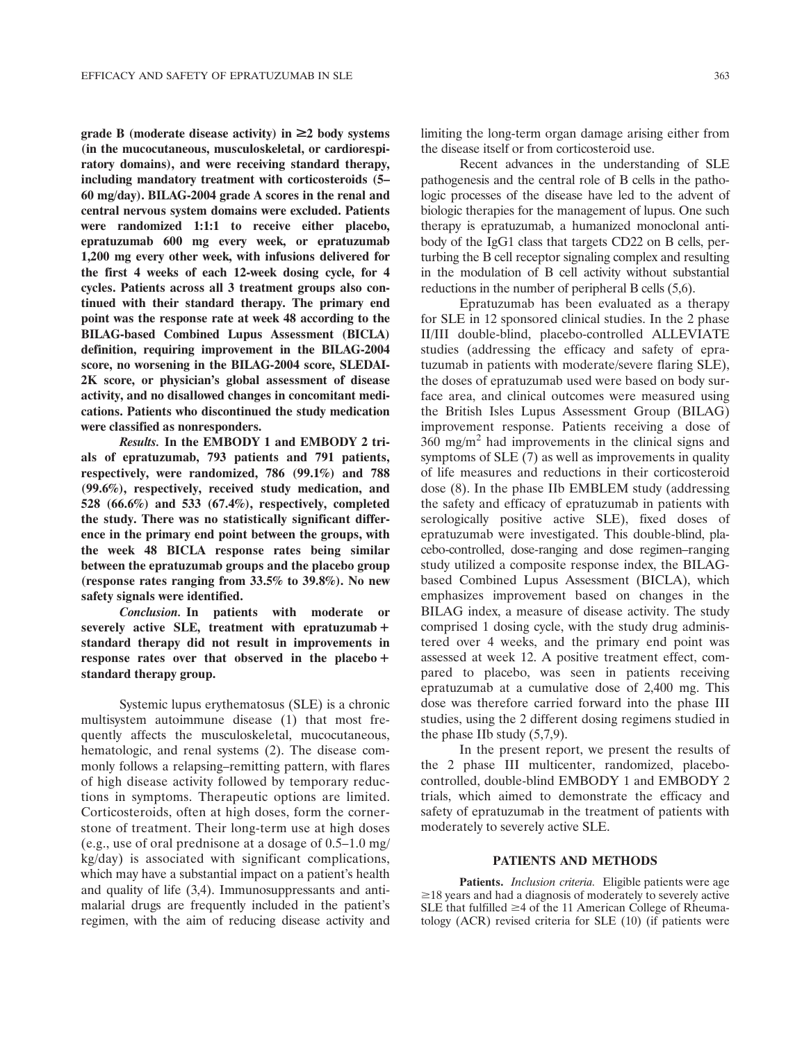**grade B (moderate disease activity) in ≥2 body systems (in the mucocutaneous, musculoskeletal, or cardiorespiratory domains), and were receiving standard therapy, including mandatory treatment with corticosteroids (5–60 mg/day). BILAG-2004 grade A scores in the renal and central nervous system domains were excluded. Patients were randomized 1:1:1 to receive either placebo, epratuzumab 600 mg every week, or epratuzumab 1,200 mg every other week, with infusions delivered for the first 4 weeks of each 12-week dosing cycle, for 4 cycles. Patients across all 3 treatment groups also continued with their standard therapy. The primary end point was the response rate at week 48 according to the BILAG-based Combined Lupus Assessment (BICLA) definition, requiring improvement in the BILAG-2004 score, no worsening in the BILAG-2004 score, SLEDAI-2K score, or physician's global assessment of disease activity, and no disallowed changes in concomitant medications. Patients who discontinued the study medication were classified as nonresponders.**

***Results.*** **In the EMBODY 1 and EMBODY 2 trials of epratuzumab, 793 patients and 791 patients, respectively, were randomized, 786 (99.1%) and 788 (99.6%), respectively, received study medication, and 528 (66.6%) and 533 (67.4%), respectively, completed the study. There was no statistically significant difference in the primary end point between the groups, with the week 48 BICLA response rates being similar between the epratuzumab groups and the placebo group (response rates ranging from 33.5% to 39.8%). No new safety signals were identified.**

***Conclusion.*** **In patients with moderate or severely active SLE, treatment with epratuzumab + standard therapy did not result in improvements in response rates over that observed in the placebo + standard therapy group.**

Systemic lupus erythematosus (SLE) is a chronic multisystem autoimmune disease (1) that most frequently affects the musculoskeletal, mucocutaneous, hematologic, and renal systems (2). The disease commonly follows a relapsing–remitting pattern, with flares of high disease activity followed by temporary reductions in symptoms. Therapeutic options are limited. Corticosteroids, often at high doses, form the cornerstone of treatment. Their long-term use at high doses (e.g., use of oral prednisone at a dosage of 0.5–1.0 mg/kg/day) is associated with significant complications, which may have a substantial impact on a patient's health and quality of life (3,4). Immunosuppressants and antimalarial drugs are frequently included in the patient's regimen, with the aim of reducing disease activity and limiting the long-term organ damage arising either from the disease itself or from corticosteroid use.

Recent advances in the understanding of SLE pathogenesis and the central role of B cells in the pathologic processes of the disease have led to the advent of biologic therapies for the management of lupus. One such therapy is epratuzumab, a humanized monoclonal antibody of the IgG1 class that targets CD22 on B cells, perturbing the B cell receptor signaling complex and resulting in the modulation of B cell activity without substantial reductions in the number of peripheral B cells (5,6).

Epratuzumab has been evaluated as a therapy for SLE in 12 sponsored clinical studies. In the 2 phase II/III double-blind, placebo-controlled ALLEVIATE studies (addressing the efficacy and safety of epratuzumab in patients with moderate/severe flaring SLE), the doses of epratuzumab used were based on body surface area, and clinical outcomes were measured using the British Isles Lupus Assessment Group (BILAG) improvement response. Patients receiving a dose of 360 $mg/m^2$ had improvements in the clinical signs and symptoms of SLE (7) as well as improvements in quality of life measures and reductions in their corticosteroid dose (8). In the phase IIb EMBLEM study (addressing the safety and efficacy of epratuzumab in patients with serologically positive active SLE), fixed doses of epratuzumab were investigated. This double-blind, placebo-controlled, dose-ranging and dose regimen–ranging study utilized a composite response index, the BILAG-based Combined Lupus Assessment (BICLA), which emphasizes improvement based on changes in the BILAG index, a measure of disease activity. The study comprised 1 dosing cycle, with the study drug administered over 4 weeks, and the primary end point was assessed at week 12. A positive treatment effect, compared to placebo, was seen in patients receiving epratuzumab at a cumulative dose of 2,400 mg. This dose was therefore carried forward into the phase III studies, using the 2 different dosing regimens studied in the phase IIb study (5,7,9).

In the present report, we present the results of the 2 phase III multicenter, randomized, placebo-controlled, double-blind EMBODY 1 and EMBODY 2 trials, which aimed to demonstrate the efficacy and safety of epratuzumab in the treatment of patients with moderately to severely active SLE.

## PATIENTS AND METHODS

**Patients.** *Inclusion criteria.* Eligible patients were age ≥18 years and had a diagnosis of moderately to severely active SLE that fulfilled ≥4 of the 11 American College of Rheumatology (ACR) revised criteria for SLE (10) (if patients were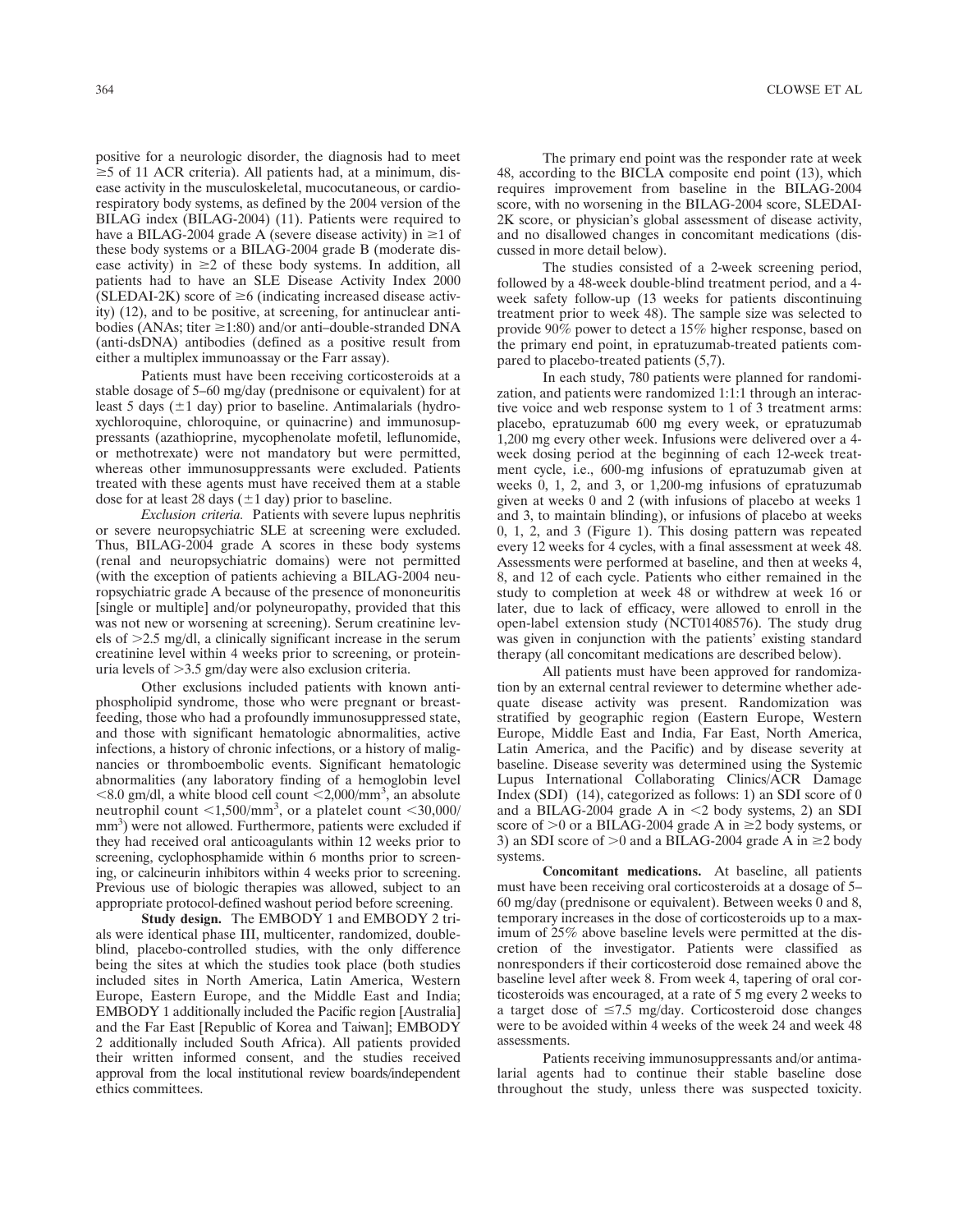positive for a neurologic disorder, the diagnosis had to meet ≥5 of 11 ACR criteria). All patients had, at a minimum, disease activity in the musculoskeletal, mucocutaneous, or cardiorespiratory body systems, as defined by the 2004 version of the BILAG index (BILAG-2004) (11). Patients were required to have a BILAG-2004 grade A (severe disease activity) in ≥1 of these body systems or a BILAG-2004 grade B (moderate disease activity) in ≥2 of these body systems. In addition, all patients had to have an SLE Disease Activity Index 2000 (SLEDAI-2K) score of ≥6 (indicating increased disease activity) (12), and to be positive, at screening, for antinuclear antibodies (ANAs; titer ≥1:80) and/or anti–double-stranded DNA (anti-dsDNA) antibodies (defined as a positive result from either a multiplex immunoassay or the Farr assay).

Patients must have been receiving corticosteroids at a stable dosage of 5–60 mg/day (prednisone or equivalent) for at least 5 days (±1 day) prior to baseline. Antimalarials (hydroxychloroquine, chloroquine, or quinacrine) and immunosuppressants (azathioprine, mycophenolate mofetil, leflunomide, or methotrexate) were not mandatory but were permitted, whereas other immunosuppressants were excluded. Patients treated with these agents must have received them at a stable dose for at least 28 days (±1 day) prior to baseline.

*Exclusion criteria.* Patients with severe lupus nephritis or severe neuropsychiatric SLE at screening were excluded. Thus, BILAG-2004 grade A scores in these body systems (renal and neuropsychiatric domains) were not permitted (with the exception of patients achieving a BILAG-2004 neuropsychiatric grade A because of the presence of mononeuritis [single or multiple] and/or polyneuropathy, provided that this was not new or worsening at screening). Serum creatinine levels of >2.5 mg/dl, a clinically significant increase in the serum creatinine level within 4 weeks prior to screening, or proteinuria levels of >3.5 gm/day were also exclusion criteria.

Other exclusions included patients with known antiphospholipid syndrome, those who were pregnant or breastfeeding, those who had a profoundly immunosuppressed state, and those with significant hematologic abnormalities, active infections, a history of chronic infections, or a history of malignancies or thromboembolic events. Significant hematologic abnormalities (any laboratory finding of a hemoglobin level <8.0 gm/dl, a white blood cell count <2,000/mm$^3$, an absolute neutrophil count <1,500/mm$^3$, or a platelet count <30,000/mm$^3$) were not allowed. Furthermore, patients were excluded if they had received oral anticoagulants within 12 weeks prior to screening, cyclophosphamide within 6 months prior to screening, or calcineurin inhibitors within 4 weeks prior to screening. Previous use of biologic therapies was allowed, subject to an appropriate protocol-defined washout period before screening.

**Study design.** The EMBODY 1 and EMBODY 2 trials were identical phase III, multicenter, randomized, double-blind, placebo-controlled studies, with the only difference being the sites at which the studies took place (both studies included sites in North America, Latin America, Western Europe, Eastern Europe, and the Middle East and India; EMBODY 1 additionally included the Pacific region [Australia] and the Far East [Republic of Korea and Taiwan]; EMBODY 2 additionally included South Africa). All patients provided their written informed consent, and the studies received approval from the local institutional review boards/independent ethics committees.

The primary end point was the responder rate at week 48, according to the BICLA composite end point (13), which requires improvement from baseline in the BILAG-2004 score, with no worsening in the BILAG-2004 score, SLEDAI-2K score, or physician's global assessment of disease activity, and no disallowed changes in concomitant medications (discussed in more detail below).

The studies consisted of a 2-week screening period, followed by a 48-week double-blind treatment period, and a 4-week safety follow-up (13 weeks for patients discontinuing treatment prior to week 48). The sample size was selected to provide 90% power to detect a 15% higher response, based on the primary end point, in epratuzumab-treated patients compared to placebo-treated patients (5,7).

In each study, 780 patients were planned for randomization, and patients were randomized 1:1:1 through an interactive voice and web response system to 1 of 3 treatment arms: placebo, epratuzumab 600 mg every week, or epratuzumab 1,200 mg every other week. Infusions were delivered over a 4-week dosing period at the beginning of each 12-week treatment cycle, i.e., 600-mg infusions of epratuzumab given at weeks 0, 1, 2, and 3, or 1,200-mg infusions of epratuzumab given at weeks 0 and 2 (with infusions of placebo at weeks 1 and 3, to maintain blinding), or infusions of placebo at weeks 0, 1, 2, and 3 (Figure 1). This dosing pattern was repeated every 12 weeks for 4 cycles, with a final assessment at week 48. Assessments were performed at baseline, and then at weeks 4, 8, and 12 of each cycle. Patients who either remained in the study to completion at week 48 or withdrew at week 16 or later, due to lack of efficacy, were allowed to enroll in the open-label extension study (NCT01408576). The study drug was given in conjunction with the patients' existing standard therapy (all concomitant medications are described below).

All patients must have been approved for randomization by an external central reviewer to determine whether adequate disease activity was present. Randomization was stratified by geographic region (Eastern Europe, Western Europe, Middle East and India, Far East, North America, Latin America, and the Pacific) and by disease severity at baseline. Disease severity was determined using the Systemic Lupus International Collaborating Clinics/ACR Damage Index (SDI) (14), categorized as follows: 1) an SDI score of 0 and a BILAG-2004 grade A in <2 body systems, 2) an SDI score of >0 or a BILAG-2004 grade A in ≥2 body systems, or 3) an SDI score of >0 and a BILAG-2004 grade A in ≥2 body systems.

**Concomitant medications.** At baseline, all patients must have been receiving oral corticosteroids at a dosage of 5–60 mg/day (prednisone or equivalent). Between weeks 0 and 8, temporary increases in the dose of corticosteroids up to a maximum of 25% above baseline levels were permitted at the discretion of the investigator. Patients were classified as nonresponders if their corticosteroid dose remained above the baseline level after week 8. From week 4, tapering of oral corticosteroids was encouraged, at a rate of 5 mg every 2 weeks to a target dose of ≤7.5 mg/day. Corticosteroid dose changes were to be avoided within 4 weeks of the week 24 and week 48 assessments.

Patients receiving immunosuppressants and/or antimalarial agents had to continue their stable baseline dose throughout the study, unless there was suspected toxicity.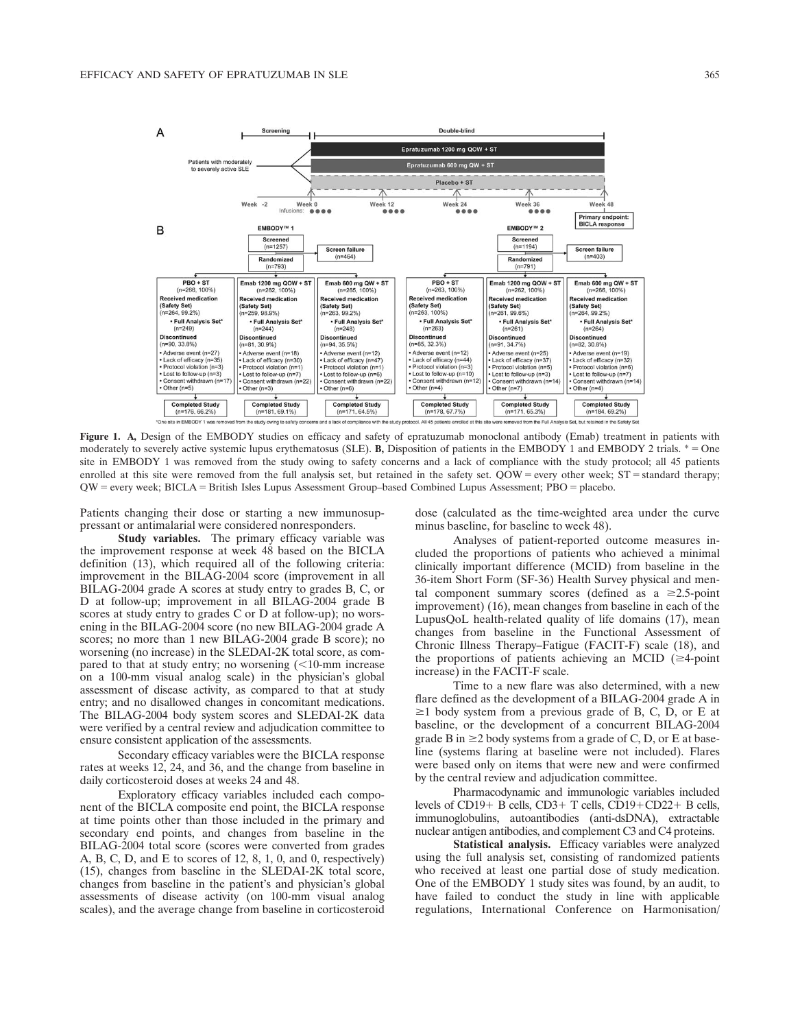**Figure 1. A,** Design of the EMBODY studies on efficacy and safety of epratuzumab monoclonal antibody (Emab) treatment in patients with moderately to severely active systemic lupus erythematosus (SLE). **B,** Disposition of patients in the EMBODY 1 and EMBODY 2 trials. * = One site in EMBODY 1 was removed from the study owing to safety concerns and a lack of compliance with the study protocol; all 45 patients enrolled at this site were removed from the full analysis set, but retained in the safety set. QOW = every other week; ST = standard therapy; QW = every week; BICLA = British Isles Lupus Assessment Group–based Combined Lupus Assessment; PBO = placebo.

Patients changing their dose or starting a new immunosuppressant or antimalarial were considered nonresponders.

**Study variables.** The primary efficacy variable was the improvement response at week 48 based on the BICLA definition (13), which required all of the following criteria: improvement in the BILAG-2004 score (improvement in all BILAG-2004 grade A scores at study entry to grades B, C, or D at follow-up; improvement in all BILAG-2004 grade B scores at study entry to grades C or D at follow-up); no worsening in the BILAG-2004 score (no new BILAG-2004 grade A scores; no more than 1 new BILAG-2004 grade B score); no worsening (no increase) in the SLEDAI-2K total score, as compared to that at study entry; no worsening (<10-mm increase on a 100-mm visual analog scale) in the physician's global assessment of disease activity, as compared to that at study entry; and no disallowed changes in concomitant medications. The BILAG-2004 body system scores and SLEDAI-2K data were verified by a central review and adjudication committee to ensure consistent application of the assessments.

Secondary efficacy variables were the BICLA response rates at weeks 12, 24, and 36, and the change from baseline in daily corticosteroid doses at weeks 24 and 48.

Exploratory efficacy variables included each component of the BICLA composite end point, the BICLA response at time points other than those included in the primary and secondary end points, and changes from baseline in the BILAG-2004 total score (scores were converted from grades A, B, C, D, and E to scores of 12, 8, 1, 0, and 0, respectively) (15), changes from baseline in the SLEDAI-2K total score, changes from baseline in the patient's and physician's global assessments of disease activity (on 100-mm visual analog scales), and the average change from baseline in corticosteroid dose (calculated as the time-weighted area under the curve minus baseline, for baseline to week 48).

Analyses of patient-reported outcome measures included the proportions of patients who achieved a minimal clinically important difference (MCID) from baseline in the 36-item Short Form (SF-36) Health Survey physical and mental component summary scores (defined as a ≥2.5-point improvement) (16), mean changes from baseline in each of the LupusQoL health-related quality of life domains (17), mean changes from baseline in the Functional Assessment of Chronic Illness Therapy–Fatigue (FACIT-F) scale (18), and the proportions of patients achieving an MCID (≥4-point increase) in the FACIT-F scale.

Time to a new flare was also determined, with a new flare defined as the development of a BILAG-2004 grade A in ≥1 body system from a previous grade of B, C, D, or E at baseline, or the development of a concurrent BILAG-2004 grade B in ≥2 body systems from a grade of C, D, or E at baseline (systems flaring at baseline were not included). Flares were based only on items that were new and were confirmed by the central review and adjudication committee.

Pharmacodynamic and immunologic variables included levels of CD19+ B cells, CD3+ T cells, CD19+CD22+ B cells, immunoglobulins, autoantibodies (anti-dsDNA), extractable nuclear antigen antibodies, and complement C3 and C4 proteins.

**Statistical analysis.** Efficacy variables were analyzed using the full analysis set, consisting of randomized patients who received at least one partial dose of study medication. One of the EMBODY 1 study sites was found, by an audit, to have failed to conduct the study in line with applicable regulations, International Conference on Harmonisation/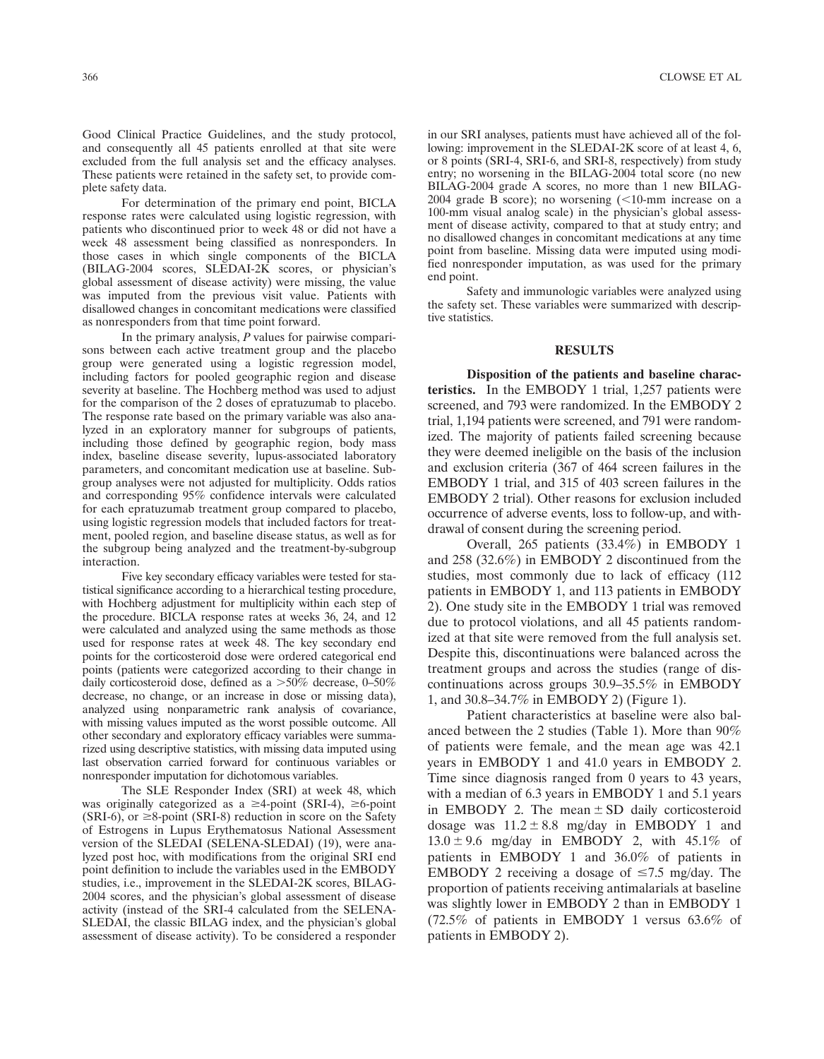Good Clinical Practice Guidelines, and the study protocol, and consequently all 45 patients enrolled at that site were excluded from the full analysis set and the efficacy analyses. These patients were retained in the safety set, to provide complete safety data.

For determination of the primary end point, BICLA response rates were calculated using logistic regression, with patients who discontinued prior to week 48 or did not have a week 48 assessment being classified as nonresponders. In those cases in which single components of the BICLA (BILAG-2004 scores, SLEDAI-2K scores, or physician's global assessment of disease activity) were missing, the value was imputed from the previous visit value. Patients with disallowed changes in concomitant medications were classified as nonresponders from that time point forward.

In the primary analysis, *P* values for pairwise comparisons between each active treatment group and the placebo group were generated using a logistic regression model, including factors for pooled geographic region and disease severity at baseline. The Hochberg method was used to adjust for the comparison of the 2 doses of epratuzumab to placebo. The response rate based on the primary variable was also analyzed in an exploratory manner for subgroups of patients, including those defined by geographic region, body mass index, baseline disease severity, lupus-associated laboratory parameters, and concomitant medication use at baseline. Subgroup analyses were not adjusted for multiplicity. Odds ratios and corresponding 95% confidence intervals were calculated for each epratuzumab treatment group compared to placebo, using logistic regression models that included factors for treatment, pooled region, and baseline disease status, as well as for the subgroup being analyzed and the treatment-by-subgroup interaction.

Five key secondary efficacy variables were tested for statistical significance according to a hierarchical testing procedure, with Hochberg adjustment for multiplicity within each step of the procedure. BICLA response rates at weeks 36, 24, and 12 were calculated and analyzed using the same methods as those used for response rates at week 48. The key secondary end points for the corticosteroid dose were ordered categorical end points (patients were categorized according to their change in daily corticosteroid dose, defined as a >50% decrease, 0–50% decrease, no change, or an increase in dose or missing data), analyzed using nonparametric rank analysis of covariance, with missing values imputed as the worst possible outcome. All other secondary and exploratory efficacy variables were summarized using descriptive statistics, with missing data imputed using last observation carried forward for continuous variables or nonresponder imputation for dichotomous variables.

The SLE Responder Index (SRI) at week 48, which was originally categorized as a ≥4-point (SRI-4), ≥6-point (SRI-6), or ≥8-point (SRI-8) reduction in score on the Safety of Estrogens in Lupus Erythematosus National Assessment version of the SLEDAI (SELENA-SLEDAI) (19), were analyzed post hoc, with modifications from the original SRI end point definition to include the variables used in the EMBODY studies, i.e., improvement in the SLEDAI-2K scores, BILAG-2004 scores, and the physician's global assessment of disease activity (instead of the SRI-4 calculated from the SELENA-SLEDAI, the classic BILAG index, and the physician's global assessment of disease activity). To be considered a responder in our SRI analyses, patients must have achieved all of the following: improvement in the SLEDAI-2K score of at least 4, 6, or 8 points (SRI-4, SRI-6, and SRI-8, respectively) from study entry; no worsening in the BILAG-2004 total score (no new BILAG-2004 grade A scores, no more than 1 new BILAG-2004 grade B score); no worsening (<10-mm increase on a 100-mm visual analog scale) in the physician's global assessment of disease activity, compared to that at study entry; and no disallowed changes in concomitant medications at any time point from baseline. Missing data were imputed using modified nonresponder imputation, as was used for the primary end point.

Safety and immunologic variables were analyzed using the safety set. These variables were summarized with descriptive statistics.

## RESULTS

**Disposition of the patients and baseline characteristics.** In the EMBODY 1 trial, 1,257 patients were screened, and 793 were randomized. In the EMBODY 2 trial, 1,194 patients were screened, and 791 were randomized. The majority of patients failed screening because they were deemed ineligible on the basis of the inclusion and exclusion criteria (367 of 464 screen failures in the EMBODY 1 trial, and 315 of 403 screen failures in the EMBODY 2 trial). Other reasons for exclusion included occurrence of adverse events, loss to follow-up, and withdrawal of consent during the screening period.

Overall, 265 patients (33.4%) in EMBODY 1 and 258 (32.6%) in EMBODY 2 discontinued from the studies, most commonly due to lack of efficacy (112 patients in EMBODY 1, and 113 patients in EMBODY 2). One study site in the EMBODY 1 trial was removed due to protocol violations, and all 45 patients randomized at that site were removed from the full analysis set. Despite this, discontinuations were balanced across the treatment groups and across the studies (range of discontinuations across groups 30.9–35.5% in EMBODY 1, and 30.8–34.7% in EMBODY 2) (Figure 1).

Patient characteristics at baseline were also balanced between the 2 studies (Table 1). More than 90% of patients were female, and the mean age was 42.1 years in EMBODY 1 and 41.0 years in EMBODY 2. Time since diagnosis ranged from 0 years to 43 years, with a median of 6.3 years in EMBODY 1 and 5.1 years in EMBODY 2. The mean ± SD daily corticosteroid dosage was 11.2 ± 8.8 mg/day in EMBODY 1 and 13.0 ± 9.6 mg/day in EMBODY 2, with 45.1% of patients in EMBODY 1 and 36.0% of patients in EMBODY 2 receiving a dosage of ≤7.5 mg/day. The proportion of patients receiving antimalarials at baseline was slightly lower in EMBODY 2 than in EMBODY 1 (72.5% of patients in EMBODY 1 versus 63.6% of patients in EMBODY 2).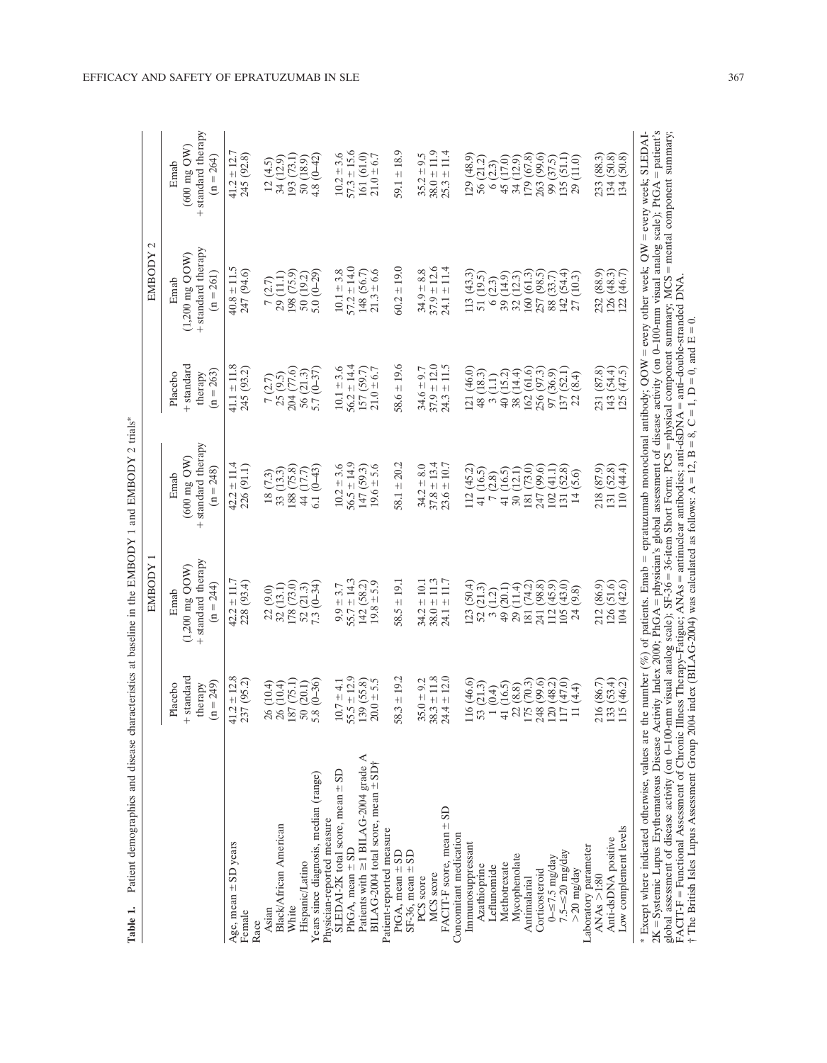**Table 1.** Patient demographics and disease characteristics at baseline in the EMBODY 1 and EMBODY 2 trials*

| | EMBODY 1 | | | EMBODY 2 | | |
|---|---|---|---|---|---|---|
| | Placebo + standard therapy (n = 249) | Emab (1,200 mg QOW) + standard therapy (n = 244) | Emab (600 mg QW) + standard therapy (n = 248) | Placebo + standard therapy (n = 263) | Emab (1,200 mg QOW) + standard therapy (n = 261) | Emab (600 mg QW) + standard therapy (n = 264) |
| Age, mean ± SD years | 41.2 ± 12.8 | 42.2 ± 11.7 | 42.2 ± 11.4 | 41.1 ± 11.8 | 40.8 ± 11.5 | 41.2 ± 12.7 |
| Female | 237 (95.2) | 228 (93.4) | 226 (91.1) | 245 (93.2) | 247 (94.6) | 245 (92.8) |
| Race | | | | | | |
| Asian | 26 (10.4) | 22 (9.0) | 18 (7.3) | 7 (2.7) | 7 (2.7) | 12 (4.5) |
| Black/African American | 26 (10.4) | 32 (13.1) | 33 (13.3) | 25 (9.5) | 29 (11.1) | 34 (12.9) |
| White | 187 (75.1) | 178 (73.0) | 188 (75.8) | 204 (77.6) | 198 (75.9) | 193 (73.1) |
| Hispanic/Latino | 50 (20.1) | 52 (21.3) | 44 (17.7) | 56 (21.3) | 50 (19.2) | 50 (18.9) |
| Years since diagnosis, median (range) | 5.8 (0–36) | 7.3 (0–34) | 6.1 (0–43) | 5.7 (0–37) | 5.0 (0–29) | 4.8 (0–42) |
| Physician-reported measure | | | | | | |
| SLEDAI-2K total score, mean ± SD | 10.7 ± 4.1 | 9.9 ± 3.7 | 10.2 ± 3.6 | 10.1 ± 3.6 | 10.1 ± 3.8 | 10.2 ± 3.6 |
| PhGA, mean ± SD | 55.5 ± 12.9 | 55.7 ± 14.3 | 56.5 ± 14.9 | 56.2 ± 14.4 | 57.2 ± 14.0 | 57.3 ± 15.6 |
| Patients with ≥1 BILAG-2004 grade A | 139 (55.8) | 142 (58.2) | 147 (59.3) | 157 (59.7) | 148 (56.7) | 161 (61.0) |
| BILAG-2004 total score, mean ± SD† | 20.0 ± 5.5 | 19.8 ± 5.9 | 19.6 ± 5.6 | 21.0 ± 6.7 | 21.3 ± 6.6 | 21.0 ± 6.7 |
| Patient-reported measure | | | | | | |
| PtGA, mean ± SD | 58.3 ± 19.2 | 58.5 ± 19.1 | 58.1 ± 20.2 | 58.6 ± 19.6 | 60.2 ± 19.0 | 59.1 ± 18.9 |
| SF-36, mean ± SD | | | | | | |
| PCS score | 35.0 ± 9.2 | 34.2 ± 10.1 | 34.2 ± 8.0 | 34.6 ± 9.7 | 34.9 ± 8.8 | 35.2 ± 9.5 |
| MCS score | 38.3 ± 11.8 | 38.0 ± 11.3 | 37.8 ± 13.4 | 37.9 ± 12.0 | 37.9 ± 12.6 | 38.0 ± 11.9 |
| FACIT-F score, mean ± SD | 24.4 ± 12.0 | 24.1 ± 11.7 | 23.6 ± 10.7 | 24.3 ± 11.5 | 24.1 ± 11.4 | 25.3 ± 11.4 |
| Concomitant medication | | | | | | |
| Immunosuppressant | 116 (46.6) | 123 (50.4) | 112 (45.2) | 121 (46.0) | 113 (43.3) | 129 (48.9) |
| Azathioprine | 53 (21.3) | 52 (21.3) | 41 (16.5) | 48 (18.3) | 51 (19.5) | 56 (21.2) |
| Leflunomide | 1 (0.4) | 3 (1.2) | 7 (2.8) | 3 (1.1) | 6 (2.3) | 6 (2.3) |
| Methotrexate | 41 (16.5) | 49 (20.1) | 41 (16.5) | 40 (15.2) | 39 (14.9) | 45 (17.0) |
| Mycophenolate | 22 (8.8) | 29 (11.4) | 30 (12.1) | 38 (14.4) | 32 (12.3) | 34 (12.9) |
| Antimalarial | 175 (70.3) | 181 (74.2) | 181 (73.0) | 162 (61.6) | 160 (61.3) | 179 (67.8) |
| Corticosteroid | 248 (99.6) | 241 (98.8) | 247 (99.6) | 256 (97.3) | 257 (98.5) | 263 (99.6) |
| 0–≤7.5 mg/day | 120 (48.2) | 112 (45.9) | 102 (41.1) | 97 (36.9) | 88 (33.7) | 99 (37.5) |
| 7.5–≤20 mg/day | 117 (47.0) | 105 (43.0) | 131 (52.8) | 137 (52.1) | 142 (54.4) | 135 (51.1) |
| >20 mg/day | 11 (4.4) | 24 (9.8) | 14 (5.6) | 22 (8.4) | 27 (10.3) | 29 (11.0) |
| Laboratory parameter | | | | | | |
| ANAs >1:80 | 216 (86.7) | 212 (86.9) | 218 (87.9) | 231 (87.8) | 232 (88.9) | 233 (88.3) |
| Anti-dsDNA positive | 133 (53.4) | 126 (51.6) | 131 (52.8) | 143 (54.4) | 126 (48.3) | 134 (50.8) |
| Low complement levels | 115 (46.2) | 104 (42.6) | 110 (44.4) | 125 (47.5) | 122 (46.7) | 134 (50.8) |

\* Except where indicated otherwise, values are the number (%) of patients. Emab = epratuzumab monoclonal antibody; QOW = every other week; QW = every week; SLEDAI-2K = Systemic Lupus Erythematosus Disease Activity Index 2000; PhGA = physician's global assessment of disease activity (on 0–100-mm visual analog scale); PtGA = patient's global assessment of disease activity (on 0–100-mm visual analog scale); SF-36 = 36-item Short Form; PCS = physical component summary; MCS = mental component summary; FACIT-F = Functional Assessment of Chronic Illness Therapy–Fatigue; ANAs = antinuclear antibodies; anti-dsDNA = anti–double-stranded DNA.

† The British Isles Lupus Assessment Group 2004 index (BILAG-2004) was calculated as follows: A = 12, B = 8, C = 1, D = 0, and E = 0.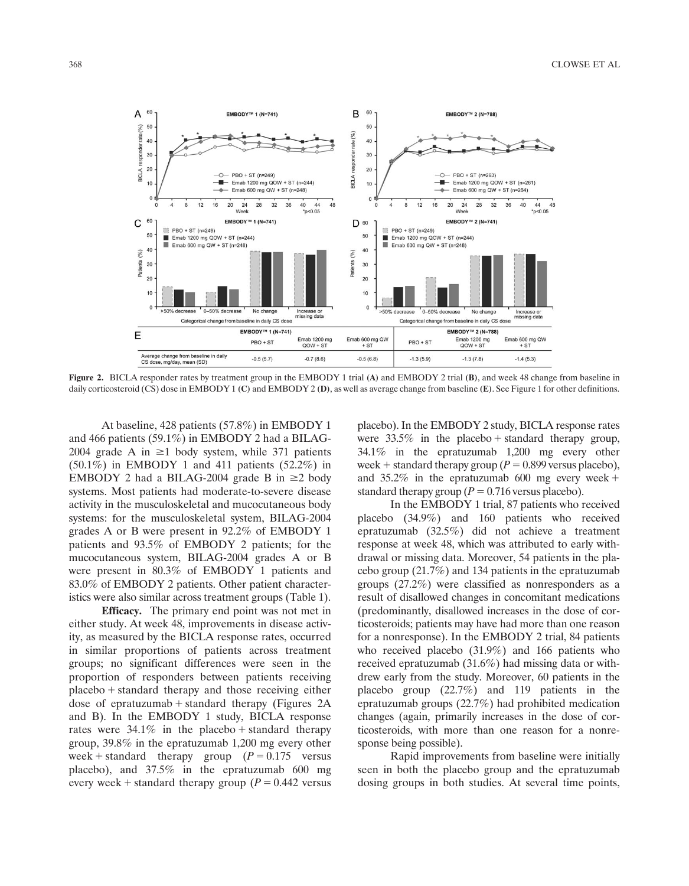| | EMBODY™ 1 (N=741) | | | EMBODY™ 2 (N=788) | | |
|---|---|---|---|---|---|---|
| | PBO + ST | Emab 1200 mg QOW + ST | Emab 600 mg QW + ST | PBO + ST | Emab 1200 mg QOW + ST | Emab 600 mg QW + ST |
| Average change from baseline in daily CS dose, mg/day, mean (SD) | -0.5 (5.7) | -0.7 (8.6) | -0.5 (6.8) | -1.3 (5.9) | -1.3 (7.8) | -1.4 (5.3) |

**Figure 2.** BICLA responder rates by treatment group in the EMBODY 1 trial **(A)** and EMBODY 2 trial **(B)**, and week 48 change from baseline in daily corticosteroid (CS) dose in EMBODY 1 **(C)** and EMBODY 2 **(D)**, as well as average change from baseline **(E)**. See Figure 1 for other definitions.

At baseline, 428 patients (57.8%) in EMBODY 1 and 466 patients (59.1%) in EMBODY 2 had a BILAG-2004 grade A in ≥1 body system, while 371 patients (50.1%) in EMBODY 1 and 411 patients (52.2%) in EMBODY 2 had a BILAG-2004 grade B in ≥2 body systems. Most patients had moderate-to-severe disease activity in the musculoskeletal and mucocutaneous body systems: for the musculoskeletal system, BILAG-2004 grades A or B were present in 92.2% of EMBODY 1 patients and 93.5% of EMBODY 2 patients; for the mucocutaneous system, BILAG-2004 grades A or B were present in 80.3% of EMBODY 1 patients and 83.0% of EMBODY 2 patients. Other patient characteristics were also similar across treatment groups (Table 1).

**Efficacy.** The primary end point was not met in either study. At week 48, improvements in disease activity, as measured by the BICLA response rates, occurred in similar proportions of patients across treatment groups; no significant differences were seen in the proportion of responders between patients receiving placebo + standard therapy and those receiving either dose of epratuzumab + standard therapy (Figures 2A and B). In the EMBODY 1 study, BICLA response rates were 34.1% in the placebo + standard therapy group, 39.8% in the epratuzumab 1,200 mg every other week + standard therapy group ($P = 0.175$ versus placebo), and 37.5% in the epratuzumab 600 mg every week + standard therapy group ($P = 0.442$ versus placebo). In the EMBODY 2 study, BICLA response rates were 33.5% in the placebo + standard therapy group, 34.1% in the epratuzumab 1,200 mg every other week + standard therapy group ($P = 0.899$ versus placebo), and 35.2% in the epratuzumab 600 mg every week + standard therapy group ($P = 0.716$ versus placebo).

In the EMBODY 1 trial, 87 patients who received placebo (34.9%) and 160 patients who received epratuzumab (32.5%) did not achieve a treatment response at week 48, which was attributed to early withdrawal or missing data. Moreover, 54 patients in the placebo group (21.7%) and 134 patients in the epratuzumab groups (27.2%) were classified as nonresponders as a result of disallowed changes in concomitant medications (predominantly, disallowed increases in the dose of corticosteroids; patients may have had more than one reason for a nonresponse). In the EMBODY 2 trial, 84 patients who received placebo (31.9%) and 166 patients who received epratuzumab (31.6%) had missing data or withdrew early from the study. Moreover, 60 patients in the placebo group (22.7%) and 119 patients in the epratuzumab groups (22.7%) had prohibited medication changes (again, primarily increases in the dose of corticosteroids, with more than one reason for a nonresponse being possible).

Rapid improvements from baseline were initially seen in both the placebo group and the epratuzumab dosing groups in both studies. At several time points,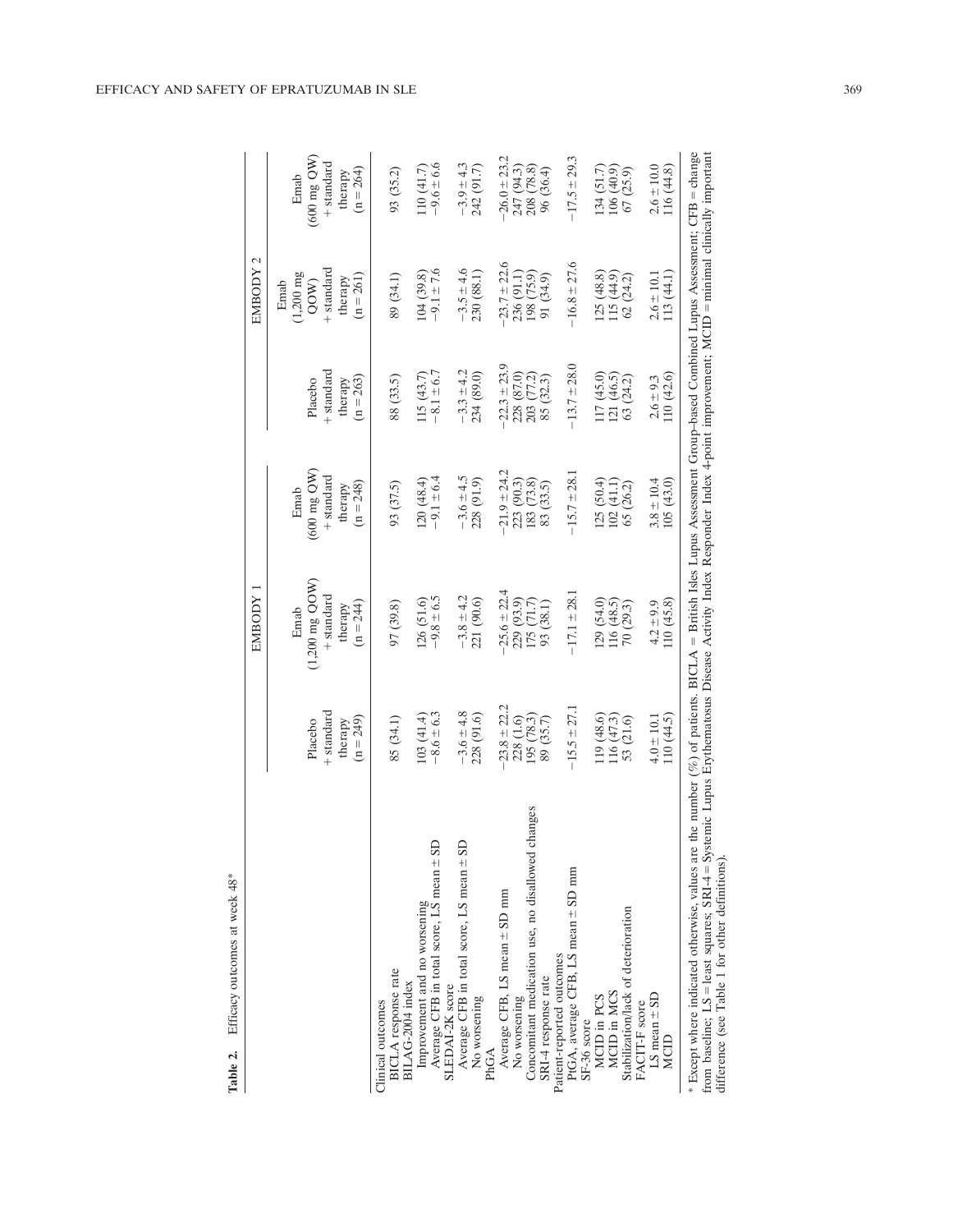**Table 2.** Efficacy outcomes at week 48*

| | EMBODY 1 | | | EMBODY 2 | | |
|---|---|---|---|---|---|---|
| | Placebo + standard therapy (n = 249) | Emab (1,200 mg QOW) + standard therapy (n = 244) | Emab (600 mg QW) + standard therapy (n = 248) | Placebo + standard therapy (n = 263) | Emab (1,200 mg QOW) + standard therapy (n = 261) | Emab (600 mg QW) + standard therapy (n = 264) |
| Clinical outcomes | | | | | | |
| BICLA response rate | 85 (34.1) | 97 (39.8) | 93 (37.5) | 88 (33.5) | 89 (34.1) | 93 (35.2) |
| BILAG-2004 index | | | | | | |
| Improvement and no worsening | 103 (41.4) | 126 (51.6) | 120 (48.4) | 115 (43.7) | 104 (39.8) | 110 (41.7) |
| Average CFB in total score, LS mean ± SD | −8.6 ± 6.3 | −9.8 ± 6.5 | −9.1 ± 6.4 | −8.1 ± 6.7 | −9.1 ± 7.6 | −9.6 ± 6.6 |
| SLEDAI-2K score | | | | | | |
| Average CFB in total score, LS mean ± SD | −3.6 ± 4.8 | −3.8 ± 4.2 | −3.6 ± 4.5 | −3.3 ± 4.2 | −3.5 ± 4.6 | −3.9 ± 4.3 |
| No worsening | 228 (91.6) | 221 (90.6) | 228 (91.9) | 234 (89.0) | 230 (88.1) | 242 (91.7) |
| PhGA | | | | | | |
| Average CFB, LS mean ± SD mm | −23.8 ± 22.2 | −25.6 ± 22.4 | −21.9 ± 24.2 | −22.3 ± 23.9 | −23.7 ± 22.6 | −26.0 ± 23.2 |
| No worsening | 228 (1.6) | 229 (93.9) | 223 (90.3) | 228 (87.0) | 236 (91.1) | 247 (94.3) |
| Concomitant medication use, no disallowed changes | 195 (78.3) | 175 (71.7) | 183 (73.8) | 203 (77.2) | 198 (75.9) | 208 (78.8) |
| SRI-4 response rate | 89 (35.7) | 93 (38.1) | 83 (33.5) | 85 (32.3) | 91 (34.9) | 96 (36.4) |
| Patient-reported outcomes | | | | | | |
| PtGA, average CFB, LS mean ± SD mm | −15.5 ± 27.1 | −17.1 ± 28.1 | −15.7 ± 28.1 | −13.7 ± 28.0 | −16.8 ± 27.6 | −17.5 ± 29.3 |
| SF-36 score | | | | | | |
| MCID in PCS | 119 (48.6) | 129 (54.0) | 125 (50.4) | 117 (45.0) | 125 (48.8) | 134 (51.7) |
| MCID in MCS | 116 (47.3) | 116 (48.5) | 102 (41.1) | 121 (46.5) | 115 (44.9) | 106 (40.9) |
| Stabilization/lack of deterioration | 53 (21.6) | 70 (29.3) | 65 (26.2) | 63 (24.2) | 62 (24.2) | 67 (25.9) |
| FACIT-F score | | | | | | |
| LS mean ± SD | 4.0 ± 10.1 | 4.2 ± 9.9 | 3.8 ± 10.4 | 2.6 ± 9.3 | 2.6 ± 10.1 | 2.6 ± 10.0 |
| MCID | 110 (44.5) | 110 (45.8) | 105 (43.0) | 110 (42.6) | 113 (44.1) | 116 (44.8) |

* Except where indicated otherwise, values are the number (%) of patients. BICLA = British Isles Lupus Assessment Group–based Combined Lupus Assessment; CFB = change from baseline; LS = least squares; SRI-4 = Systemic Lupus Erythematosus Disease Activity Index Responder Index 4-point improvement; MCID = minimal clinically important difference (see Table 1 for other definitions).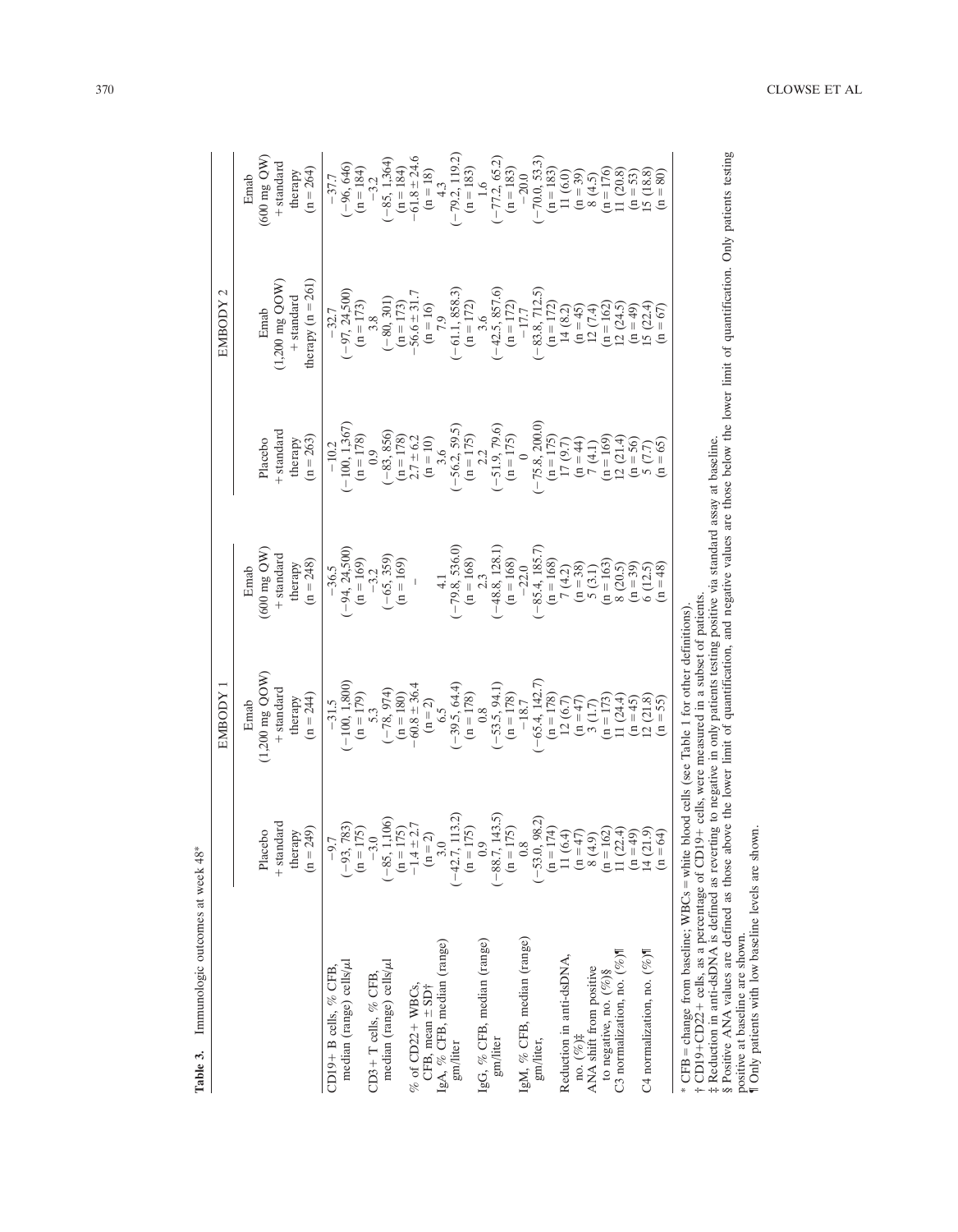**Table 3.** Immunologic outcomes at week 48*

| | EMBODY 1 | | | EMBODY 2 | | |
|---|---|---|---|---|---|---|
| | Placebo + standard therapy (n = 249) | Emab (1,200 mg QOW) + standard therapy (n = 244) | Emab (600 mg QW) + standard therapy (n = 248) | Placebo + standard therapy (n = 263) | Emab (1,200 mg QOW) + standard therapy (n = 261) | Emab (600 mg QW) + standard therapy (n = 264) |
| CD19+ B cells, % CFB, median (range) cells/μl | −9.7 (−93, 783) (n = 175) | −31.5 (−100, 1,800) (n = 179) | −36.5 (−94, 24,500) (n = 169) | −10.2 (−100, 1,367) (n = 178) | −32.7 (−97, 24,500) (n = 173) | −37.7 (−96, 646) (n = 184) |
| CD3+ T cells, % CFB, median (range) cells/μl | −3.0 (−85, 1,106) (n = 175) | 5.3 (−78, 974) (n = 180) | −3.2 (−65, 359) (n = 169) | 0.9 (−83, 856) (n = 178) | 3.8 (−80, 301) (n = 173) | −3.2 (−85, 1,364) (n = 184) |
| % of CD22+ WBCs, CFB, mean ± SD† | −1.4 ± 2.7 (n = 2) | −60.8 ± 36.4 (n = 2) | – | 2.7 ± 6.2 (n = 10) | −56.6 ± 31.7 (n = 16) | −61.8 ± 24.6 (n = 18) |
| IgA, % CFB, median (range) gm/liter | 3.0 (−42.7, 113.2) (n = 175) | 6.5 (−39.5, 64.4) (n = 178) | 4.1 (−79.8, 536.0) (n = 168) | 3.6 (−56.2, 59.5) (n = 175) | 7.9 (−61.1, 858.3) (n = 172) | 4.3 (−79.2, 119.2) (n = 183) |
| IgG, % CFB, median (range) gm/liter | 0.9 (−88.7, 143.5) (n = 175) | 0.8 (−53.5, 94.1) (n = 178) | 2.3 (−48.8, 128.1) (n = 168) | 2.2 (−51.9, 79.6) (n = 175) | 3.6 (−42.5, 857.6) (n = 172) | 1.6 (−77.2, 65.2) (n = 183) |
| IgM, % CFB, median (range) gm/liter, | 0.8 (−53.0, 98.2) (n = 174) | −18.7 (−65.4, 142.7) (n = 178) | −22.0 (−85.4, 185.7) (n = 168) | 0 (−75.8, 200.0) (n = 175) | −17.7 (−83.8, 712.5) (n = 172) | −20.0 (−70.0, 53.3) (n = 183) |
| Reduction in anti-dsDNA, no. (%)‡ | 11 (6.4) (n = 47) | 12 (6.7) (n = 47) | 7 (4.2) (n = 38) | 17 (9.7) (n = 44) | 14 (8.2) (n = 45) | 11 (6.0) (n = 39) |
| ANA shift from positive to negative, no. (%)§ | 8 (4.9) (n = 162) | 3 (1.7) (n = 173) | 5 (3.1) (n = 163) | 7 (4.1) (n = 169) | 12 (7.4) (n = 162) | 8 (4.5) (n = 176) |
| C3 normalization, no. (%)¶ | 11 (22.4) (n = 49) | 11 (24.4) (n = 45) | 8 (20.5) (n = 39) | 12 (21.4) (n = 56) | 12 (24.5) (n = 49) | 11 (20.8) (n = 53) |
| C4 normalization, no. (%)¶ | 14 (21.9) (n = 64) | 12 (21.8) (n = 55) | 6 (12.5) (n = 48) | 5 (7.7) (n = 65) | 15 (22.4) (n = 67) | 15 (18.8) (n = 80) |

\* CFB = change from baseline; WBCs = white blood cells (see Table 1 for other definitions).
† CD19+CD22+ cells, as a percentage of CD19+ cells, were measured in a subset of patients.
‡ Reduction in anti-dsDNA is defined as reverting to negative in only patients testing positive via standard assay at baseline.
§ Positive ANA values are defined as those above the lower limit of quantification, and negative values are those below the lower limit of quantification. Only patients testing positive at baseline are shown.
¶ Only patients with low baseline levels are shown.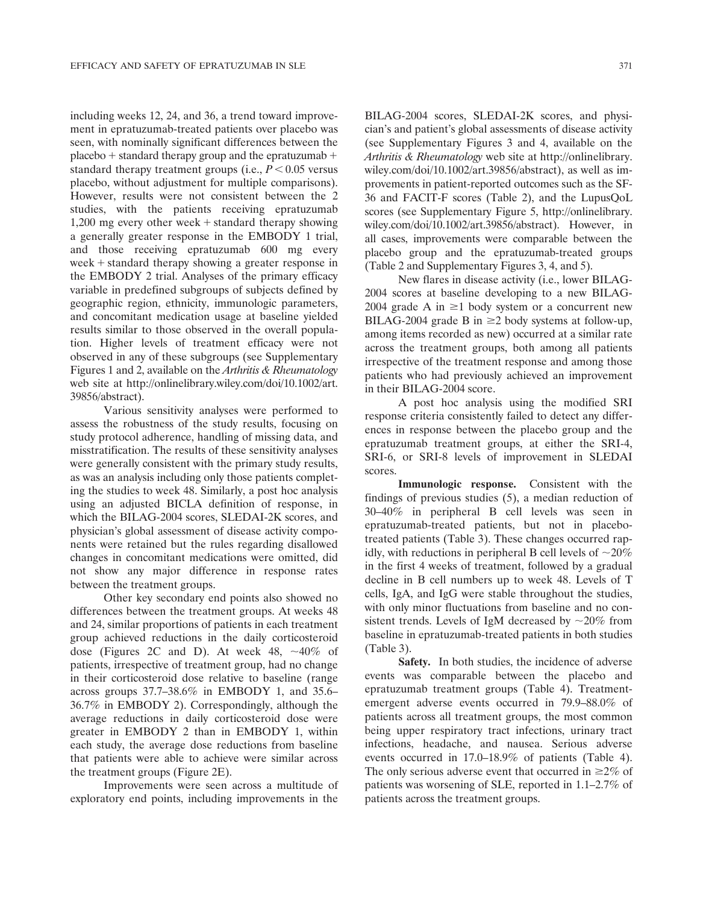including weeks 12, 24, and 36, a trend toward improvement in epratuzumab-treated patients over placebo was seen, with nominally significant differences between the placebo + standard therapy group and the epratuzumab + standard therapy treatment groups (i.e., $P < 0.05$ versus placebo, without adjustment for multiple comparisons). However, results were not consistent between the 2 studies, with the patients receiving epratuzumab 1,200 mg every other week + standard therapy showing a generally greater response in the EMBODY 1 trial, and those receiving epratuzumab 600 mg every week + standard therapy showing a greater response in the EMBODY 2 trial. Analyses of the primary efficacy variable in predefined subgroups of subjects defined by geographic region, ethnicity, immunologic parameters, and concomitant medication usage at baseline yielded results similar to those observed in the overall population. Higher levels of treatment efficacy were not observed in any of these subgroups (see Supplementary Figures 1 and 2, available on the *Arthritis & Rheumatology* web site at http://onlinelibrary.wiley.com/doi/10.1002/art.39856/abstract).

Various sensitivity analyses were performed to assess the robustness of the study results, focusing on study protocol adherence, handling of missing data, and misstratification. The results of these sensitivity analyses were generally consistent with the primary study results, as was an analysis including only those patients completing the studies to week 48. Similarly, a post hoc analysis using an adjusted BICLA definition of response, in which the BILAG-2004 scores, SLEDAI-2K scores, and physician's global assessment of disease activity components were retained but the rules regarding disallowed changes in concomitant medications were omitted, did not show any major difference in response rates between the treatment groups.

Other key secondary end points also showed no differences between the treatment groups. At weeks 48 and 24, similar proportions of patients in each treatment group achieved reductions in the daily corticosteroid dose (Figures 2C and D). At week 48, ~40% of patients, irrespective of treatment group, had no change in their corticosteroid dose relative to baseline (range across groups 37.7–38.6% in EMBODY 1, and 35.6–36.7% in EMBODY 2). Correspondingly, although the average reductions in daily corticosteroid dose were greater in EMBODY 2 than in EMBODY 1, within each study, the average dose reductions from baseline that patients were able to achieve were similar across the treatment groups (Figure 2E).

Improvements were seen across a multitude of exploratory end points, including improvements in the BILAG-2004 scores, SLEDAI-2K scores, and physician's and patient's global assessments of disease activity (see Supplementary Figures 3 and 4, available on the *Arthritis & Rheumatology* web site at http://onlinelibrary.wiley.com/doi/10.1002/art.39856/abstract), as well as improvements in patient-reported outcomes such as the SF-36 and FACIT-F scores (Table 2), and the LupusQoL scores (see Supplementary Figure 5, http://onlinelibrary.wiley.com/doi/10.1002/art.39856/abstract). However, in all cases, improvements were comparable between the placebo group and the epratuzumab-treated groups (Table 2 and Supplementary Figures 3, 4, and 5).

New flares in disease activity (i.e., lower BILAG-2004 scores at baseline developing to a new BILAG-2004 grade A in ≥1 body system or a concurrent new BILAG-2004 grade B in ≥2 body systems at follow-up, among items recorded as new) occurred at a similar rate across the treatment groups, both among all patients irrespective of the treatment response and among those patients who had previously achieved an improvement in their BILAG-2004 score.

A post hoc analysis using the modified SRI response criteria consistently failed to detect any differences in response between the placebo group and the epratuzumab treatment groups, at either the SRI-4, SRI-6, or SRI-8 levels of improvement in SLEDAI scores.

**Immunologic response.** Consistent with the findings of previous studies (5), a median reduction of 30–40% in peripheral B cell levels was seen in epratuzumab-treated patients, but not in placebo-treated patients (Table 3). These changes occurred rapidly, with reductions in peripheral B cell levels of ~20% in the first 4 weeks of treatment, followed by a gradual decline in B cell numbers up to week 48. Levels of T cells, IgA, and IgG were stable throughout the studies, with only minor fluctuations from baseline and no consistent trends. Levels of IgM decreased by ~20% from baseline in epratuzumab-treated patients in both studies (Table 3).

**Safety.** In both studies, the incidence of adverse events was comparable between the placebo and epratuzumab treatment groups (Table 4). Treatment-emergent adverse events occurred in 79.9–88.0% of patients across all treatment groups, the most common being upper respiratory tract infections, urinary tract infections, headache, and nausea. Serious adverse events occurred in 17.0–18.9% of patients (Table 4). The only serious adverse event that occurred in ≥2% of patients was worsening of SLE, reported in 1.1–2.7% of patients across the treatment groups.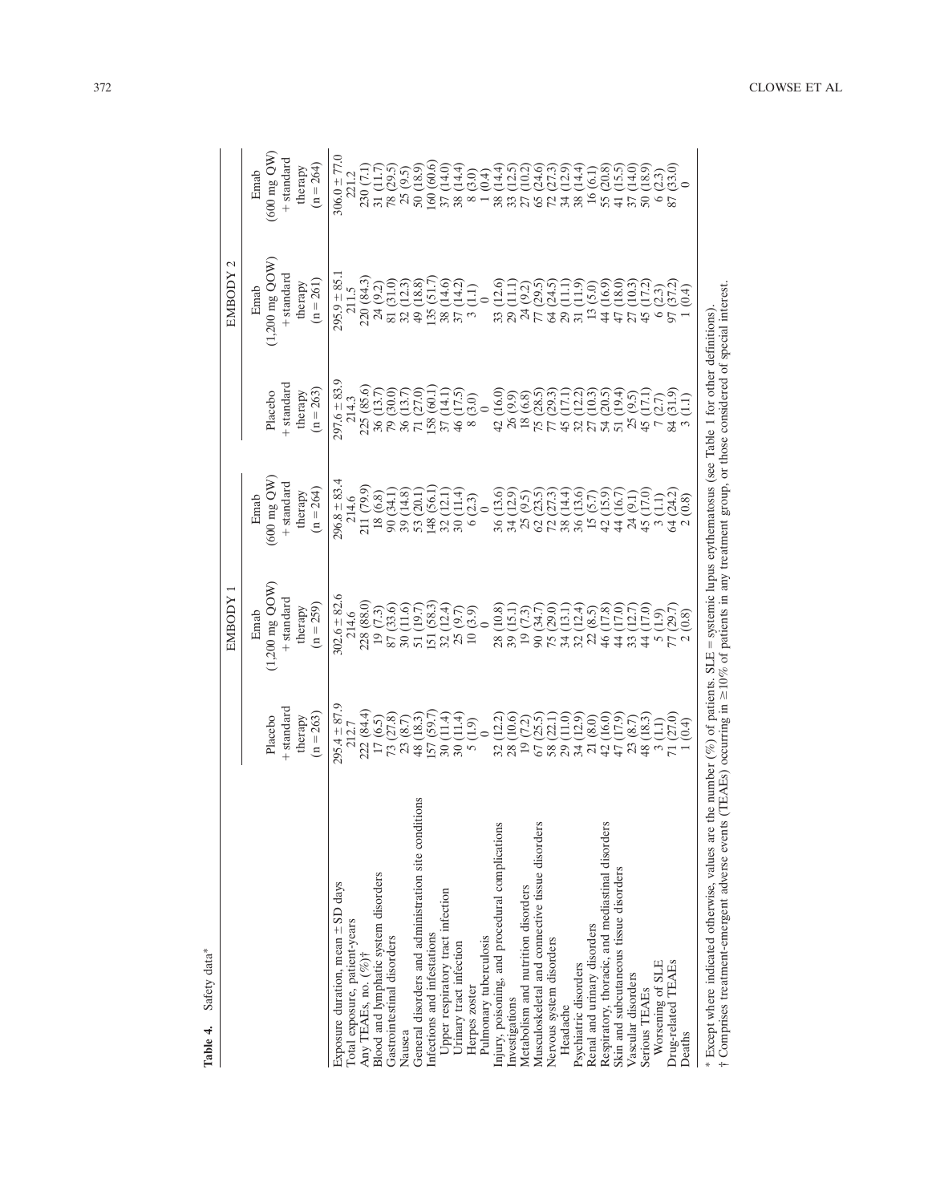**Table 4.** Safety data*

| | EMBODY 1 | | | EMBODY 2 | | |
|---|---|---|---|---|---|---|
| | Placebo + standard therapy (n = 263) | Emab (1,200 mg QOW) + standard therapy (n = 259) | Emab (600 mg QW) + standard therapy (n = 264) | Placebo + standard therapy (n = 263) | Emab (1,200 mg QOW) + standard therapy (n = 261) | Emab (600 mg QW) + standard therapy (n = 264) |
| Exposure duration, mean ± SD days | 295.4 ± 87.9 | 302.6 ± 82.6 | 296.8 ± 83.4 | 297.6 ± 83.9 | 295.9 ± 85.1 | 306.0 ± 77.0 |
| Total exposure, patient-years | 212.7 | 214.6 | 214.6 | 214.3 | 211.5 | 221.2 |
| Any TEAEs, no. (%)† | 222 (84.4) | 228 (88.0) | 211 (79.9) | 225 (85.6) | 220 (84.3) | 230 (7.1) |
| Blood and lymphatic system disorders | 17 (6.5) | 19 (7.3) | 18 (6.8) | 36 (13.7) | 24 (9.2) | 31 (11.7) |
| Gastrointestinal disorders | 73 (27.8) | 87 (33.6) | 90 (34.1) | 79 (30.0) | 81 (31.0) | 78 (29.5) |
| Nausea | 23 (8.7) | 30 (11.6) | 39 (14.8) | 36 (13.7) | 32 (12.3) | 25 (9.5) |
| General disorders and administration site conditions | 48 (18.3) | 51 (19.7) | 53 (20.1) | 71 (27.0) | 49 (18.8) | 50 (18.9) |
| Infections and infestations | 157 (59.7) | 151 (58.3) | 148 (56.1) | 158 (60.1) | 135 (51.7) | 160 (60.6) |
| Upper respiratory tract infection | 30 (11.4) | 32 (12.4) | 32 (12.1) | 37 (14.1) | 38 (14.6) | 37 (14.0) |
| Urinary tract infection | 30 (11.4) | 25 (9.7) | 30 (11.4) | 46 (17.5) | 37 (14.2) | 38 (14.4) |
| Herpes zoster | 5 (1.9) | 10 (3.9) | 6 (2.3) | 8 (3.0) | 3 (1.1) | 8 (3.0) |
| Pulmonary tuberculosis | 0 | 0 | 0 | 0 | 0 | 1 (0.4) |
| Injury, poisoning, and procedural complications | 32 (12.2) | 28 (10.8) | 36 (13.6) | 42 (16.0) | 33 (12.6) | 38 (14.4) |
| Investigations | 28 (10.6) | 39 (15.1) | 34 (12.9) | 26 (9.9) | 29 (11.1) | 33 (12.5) |
| Metabolism and nutrition disorders | 19 (7.2) | 19 (7.3) | 25 (9.5) | 18 (6.8) | 24 (9.2) | 27 (10.2) |
| Musculoskeletal and connective tissue disorders | 67 (25.5) | 90 (34.7) | 62 (23.5) | 75 (28.5) | 77 (29.5) | 65 (24.6) |
| Nervous system disorders | 58 (22.1) | 75 (29.0) | 72 (27.3) | 77 (29.3) | 64 (24.5) | 72 (27.3) |
| Headache | 29 (11.0) | 34 (13.1) | 38 (14.4) | 45 (17.1) | 29 (11.1) | 34 (12.9) |
| Psychiatric disorders | 34 (12.9) | 32 (12.4) | 36 (13.6) | 32 (12.2) | 31 (11.9) | 38 (14.4) |
| Renal and urinary disorders | 21 (8.0) | 22 (8.5) | 15 (5.7) | 27 (10.3) | 13 (5.0) | 16 (6.1) |
| Respiratory, thoracic, and mediastinal disorders | 42 (16.0) | 46 (17.8) | 42 (15.9) | 54 (20.5) | 44 (16.9) | 55 (20.8) |
| Skin and subcutaneous tissue disorders | 47 (17.9) | 44 (17.0) | 44 (16.7) | 51 (19.4) | 47 (18.0) | 41 (15.5) |
| Vascular disorders | 23 (8.7) | 33 (12.7) | 24 (9.1) | 25 (9.5) | 27 (10.3) | 37 (14.0) |
| Serious TEAEs | 48 (18.3) | 44 (17.0) | 45 (17.0) | 45 (17.1) | 45 (17.2) | 50 (18.9) |
| Worsening of SLE | 3 (1.1) | 5 (1.9) | 3 (1.1) | 7 (2.7) | 6 (2.3) | 6 (2.3) |
| Drug-related TEAEs | 71 (27.0) | 77 (29.7) | 64 (24.2) | 84 (31.9) | 97 (37.2) | 87 (33.0) |
| Deaths | 1 (0.4) | 2 (0.8) | 2 (0.8) | 3 (1.1) | 1 (0.4) | 0 |

\* Except where indicated otherwise, values are the number (%) of patients. SLE = systemic lupus erythematosus (see Table 1 for other definitions).
† Comprises treatment-emergent adverse events (TEAEs) occurring in ≥10% of patients in any treatment group, or those considered of special interest.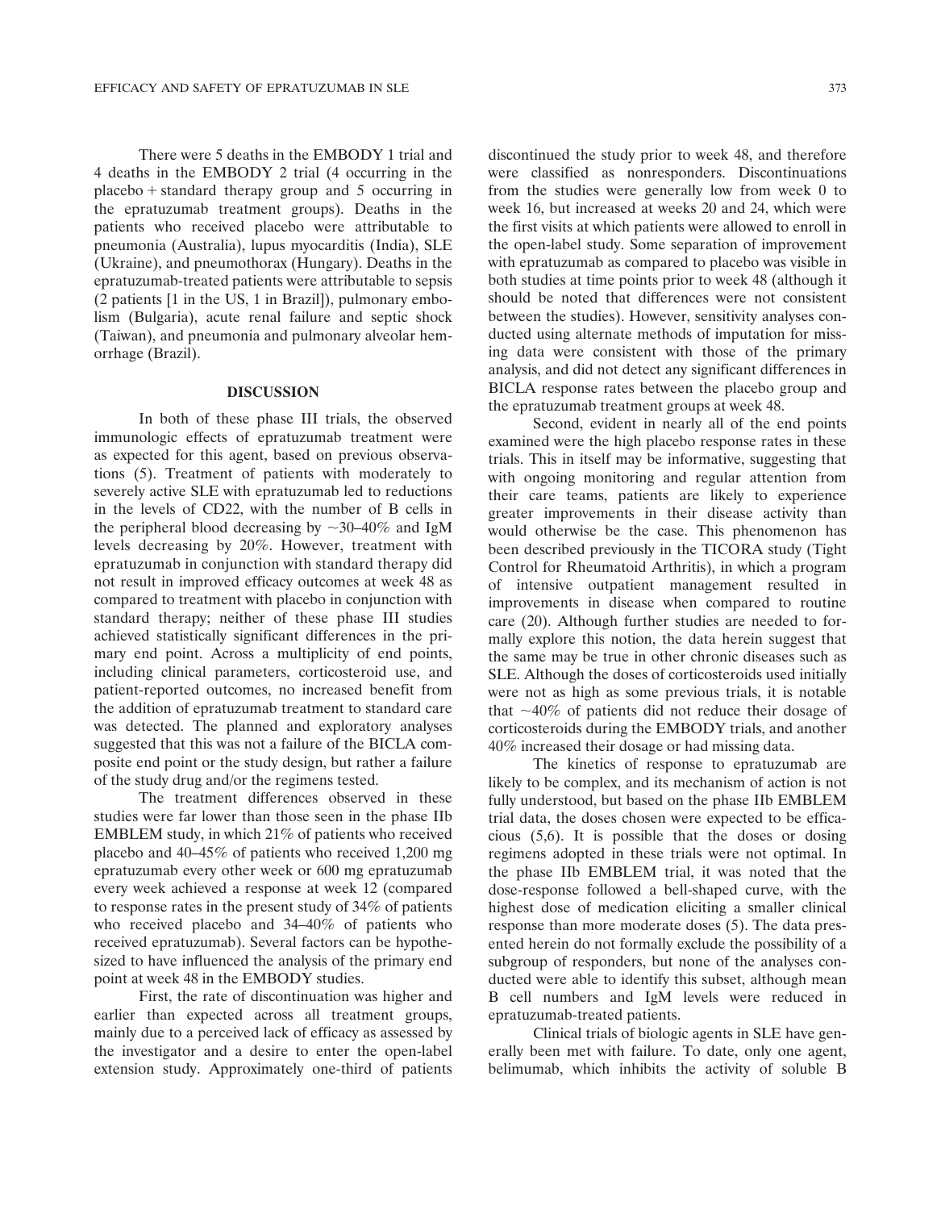There were 5 deaths in the EMBODY 1 trial and 4 deaths in the EMBODY 2 trial (4 occurring in the placebo + standard therapy group and 5 occurring in the epratuzumab treatment groups). Deaths in the patients who received placebo were attributable to pneumonia (Australia), lupus myocarditis (India), SLE (Ukraine), and pneumothorax (Hungary). Deaths in the epratuzumab-treated patients were attributable to sepsis (2 patients [1 in the US, 1 in Brazil]), pulmonary embolism (Bulgaria), acute renal failure and septic shock (Taiwan), and pneumonia and pulmonary alveolar hemorrhage (Brazil).

## DISCUSSION

In both of these phase III trials, the observed immunologic effects of epratuzumab treatment were as expected for this agent, based on previous observations (5). Treatment of patients with moderately to severely active SLE with epratuzumab led to reductions in the levels of CD22, with the number of B cells in the peripheral blood decreasing by ~30–40% and IgM levels decreasing by 20%. However, treatment with epratuzumab in conjunction with standard therapy did not result in improved efficacy outcomes at week 48 as compared to treatment with placebo in conjunction with standard therapy; neither of these phase III studies achieved statistically significant differences in the primary end point. Across a multiplicity of end points, including clinical parameters, corticosteroid use, and patient-reported outcomes, no increased benefit from the addition of epratuzumab treatment to standard care was detected. The planned and exploratory analyses suggested that this was not a failure of the BICLA composite end point or the study design, but rather a failure of the study drug and/or the regimens tested.

The treatment differences observed in these studies were far lower than those seen in the phase IIb EMBLEM study, in which 21% of patients who received placebo and 40–45% of patients who received 1,200 mg epratuzumab every other week or 600 mg epratuzumab every week achieved a response at week 12 (compared to response rates in the present study of 34% of patients who received placebo and 34–40% of patients who received epratuzumab). Several factors can be hypothesized to have influenced the analysis of the primary end point at week 48 in the EMBODY studies.

First, the rate of discontinuation was higher and earlier than expected across all treatment groups, mainly due to a perceived lack of efficacy as assessed by the investigator and a desire to enter the open-label extension study. Approximately one-third of patients discontinued the study prior to week 48, and therefore were classified as nonresponders. Discontinuations from the studies were generally low from week 0 to week 16, but increased at weeks 20 and 24, which were the first visits at which patients were allowed to enroll in the open-label study. Some separation of improvement with epratuzumab as compared to placebo was visible in both studies at time points prior to week 48 (although it should be noted that differences were not consistent between the studies). However, sensitivity analyses conducted using alternate methods of imputation for missing data were consistent with those of the primary analysis, and did not detect any significant differences in BICLA response rates between the placebo group and the epratuzumab treatment groups at week 48.

Second, evident in nearly all of the end points examined were the high placebo response rates in these trials. This in itself may be informative, suggesting that with ongoing monitoring and regular attention from their care teams, patients are likely to experience greater improvements in their disease activity than would otherwise be the case. This phenomenon has been described previously in the TICORA study (Tight Control for Rheumatoid Arthritis), in which a program of intensive outpatient management resulted in improvements in disease when compared to routine care (20). Although further studies are needed to formally explore this notion, the data herein suggest that the same may be true in other chronic diseases such as SLE. Although the doses of corticosteroids used initially were not as high as some previous trials, it is notable that ~40% of patients did not reduce their dosage of corticosteroids during the EMBODY trials, and another 40% increased their dosage or had missing data.

The kinetics of response to epratuzumab are likely to be complex, and its mechanism of action is not fully understood, but based on the phase IIb EMBLEM trial data, the doses chosen were expected to be efficacious (5,6). It is possible that the doses or dosing regimens adopted in these trials were not optimal. In the phase IIb EMBLEM trial, it was noted that the dose-response followed a bell-shaped curve, with the highest dose of medication eliciting a smaller clinical response than more moderate doses (5). The data presented herein do not formally exclude the possibility of a subgroup of responders, but none of the analyses conducted were able to identify this subset, although mean B cell numbers and IgM levels were reduced in epratuzumab-treated patients.

Clinical trials of biologic agents in SLE have generally been met with failure. To date, only one agent, belimumab, which inhibits the activity of soluble B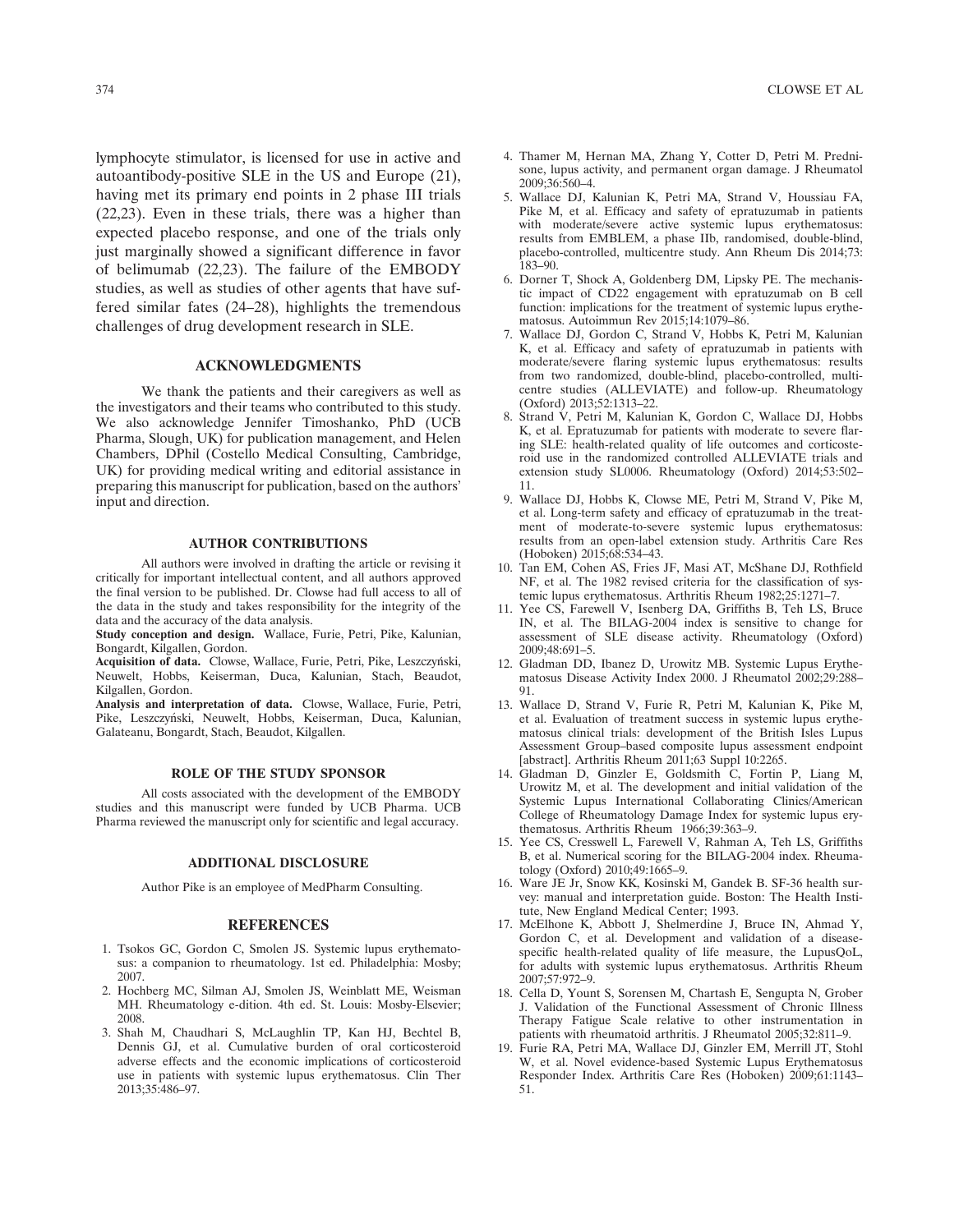lymphocyte stimulator, is licensed for use in active and autoantibody-positive SLE in the US and Europe (21), having met its primary end points in 2 phase III trials (22,23). Even in these trials, there was a higher than expected placebo response, and one of the trials only just marginally showed a significant difference in favor of belimumab (22,23). The failure of the EMBODY studies, as well as studies of other agents that have suffered similar fates (24–28), highlights the tremendous challenges of drug development research in SLE.

## ACKNOWLEDGMENTS

We thank the patients and their caregivers as well as the investigators and their teams who contributed to this study. We also acknowledge Jennifer Timoshanko, PhD (UCB Pharma, Slough, UK) for publication management, and Helen Chambers, DPhil (Costello Medical Consulting, Cambridge, UK) for providing medical writing and editorial assistance in preparing this manuscript for publication, based on the authors' input and direction.

## AUTHOR CONTRIBUTIONS

All authors were involved in drafting the article or revising it critically for important intellectual content, and all authors approved the final version to be published. Dr. Clowse had full access to all of the data in the study and takes responsibility for the integrity of the data and the accuracy of the data analysis.

**Study conception and design.** Wallace, Furie, Petri, Pike, Kalunian, Bongardt, Kilgallen, Gordon.

**Acquisition of data.** Clowse, Wallace, Furie, Petri, Pike, Leszczyński, Neuwelt, Hobbs, Keiserman, Duca, Kalunian, Stach, Beaudot, Kilgallen, Gordon.

**Analysis and interpretation of data.** Clowse, Wallace, Furie, Petri, Pike, Leszczyński, Neuwelt, Hobbs, Keiserman, Duca, Kalunian, Galateanu, Bongardt, Stach, Beaudot, Kilgallen.

## ROLE OF THE STUDY SPONSOR

All costs associated with the development of the EMBODY studies and this manuscript were funded by UCB Pharma. UCB Pharma reviewed the manuscript only for scientific and legal accuracy.

## ADDITIONAL DISCLOSURE

Author Pike is an employee of MedPharm Consulting.

## REFERENCES

1. Tsokos GC, Gordon C, Smolen JS. Systemic lupus erythematosus: a companion to rheumatology. 1st ed. Philadelphia: Mosby; 2007.
2. Hochberg MC, Silman AJ, Smolen JS, Weinblatt ME, Weisman MH. Rheumatology e-dition. 4th ed. St. Louis: Mosby-Elsevier; 2008.
3. Shah M, Chaudhari S, McLaughlin TP, Kan HJ, Bechtel B, Dennis GJ, et al. Cumulative burden of oral corticosteroid adverse effects and the economic implications of corticosteroid use in patients with systemic lupus erythematosus. Clin Ther 2013;35:486–97.
4. Thamer M, Hernan MA, Zhang Y, Cotter D, Petri M. Prednisone, lupus activity, and permanent organ damage. J Rheumatol 2009;36:560–4.
5. Wallace DJ, Kalunian K, Petri MA, Strand V, Houssiau FA, Pike M, et al. Efficacy and safety of epratuzumab in patients with moderate/severe active systemic lupus erythematosus: results from EMBLEM, a phase IIb, randomised, double-blind, placebo-controlled, multicentre study. Ann Rheum Dis 2014;73: 183–90.
6. Dorner T, Shock A, Goldenberg DM, Lipsky PE. The mechanistic impact of CD22 engagement with epratuzumab on B cell function: implications for the treatment of systemic lupus erythematosus. Autoimmun Rev 2015;14:1079–86.
7. Wallace DJ, Gordon C, Strand V, Hobbs K, Petri M, Kalunian K, et al. Efficacy and safety of epratuzumab in patients with moderate/severe flaring systemic lupus erythematosus: results from two randomized, double-blind, placebo-controlled, multicentre studies (ALLEVIATE) and follow-up. Rheumatology (Oxford) 2013;52:1313–22.
8. Strand V, Petri M, Kalunian K, Gordon C, Wallace DJ, Hobbs K, et al. Epratuzumab for patients with moderate to severe flaring SLE: health-related quality of life outcomes and corticosteroid use in the randomized controlled ALLEVIATE trials and extension study SL0006. Rheumatology (Oxford) 2014;53:502–11.
9. Wallace DJ, Hobbs K, Clowse ME, Petri M, Strand V, Pike M, et al. Long-term safety and efficacy of epratuzumab in the treatment of moderate-to-severe systemic lupus erythematosus: results from an open-label extension study. Arthritis Care Res (Hoboken) 2015;68:534–43.
10. Tan EM, Cohen AS, Fries JF, Masi AT, McShane DJ, Rothfield NF, et al. The 1982 revised criteria for the classification of systemic lupus erythematosus. Arthritis Rheum 1982;25:1271–7.
11. Yee CS, Farewell V, Isenberg DA, Griffiths B, Teh LS, Bruce IN, et al. The BILAG-2004 index is sensitive to change for assessment of SLE disease activity. Rheumatology (Oxford) 2009;48:691–5.
12. Gladman DD, Ibanez D, Urowitz MB. Systemic Lupus Erythematosus Disease Activity Index 2000. J Rheumatol 2002;29:288–91.
13. Wallace D, Strand V, Furie R, Petri M, Kalunian K, Pike M, et al. Evaluation of treatment success in systemic lupus erythematosus clinical trials: development of the British Isles Lupus Assessment Group–based composite lupus assessment endpoint [abstract]. Arthritis Rheum 2011;63 Suppl 10:2265.
14. Gladman D, Ginzler E, Goldsmith C, Fortin P, Liang M, Urowitz M, et al. The development and initial validation of the Systemic Lupus International Collaborating Clinics/American College of Rheumatology Damage Index for systemic lupus erythematosus. Arthritis Rheum 1966;39:363–9.
15. Yee CS, Cresswell L, Farewell V, Rahman A, Teh LS, Griffiths B, et al. Numerical scoring for the BILAG-2004 index. Rheumatology (Oxford) 2010;49:1665–9.
16. Ware JE Jr, Snow KK, Kosinski M, Gandek B. SF-36 health survey: manual and interpretation guide. Boston: The Health Institute, New England Medical Center; 1993.
17. McElhone K, Abbott J, Shelmerdine J, Bruce IN, Ahmad Y, Gordon C, et al. Development and validation of a disease-specific health-related quality of life measure, the LupusQoL, for adults with systemic lupus erythematosus. Arthritis Rheum 2007;57:972–9.
18. Cella D, Yount S, Sorensen M, Chartash E, Sengupta N, Grober J. Validation of the Functional Assessment of Chronic Illness Therapy Fatigue Scale relative to other instrumentation in patients with rheumatoid arthritis. J Rheumatol 2005;32:811–9.
19. Furie RA, Petri MA, Wallace DJ, Ginzler EM, Merrill JT, Stohl W, et al. Novel evidence-based Systemic Lupus Erythematosus Responder Index. Arthritis Care Res (Hoboken) 2009;61:1143–51.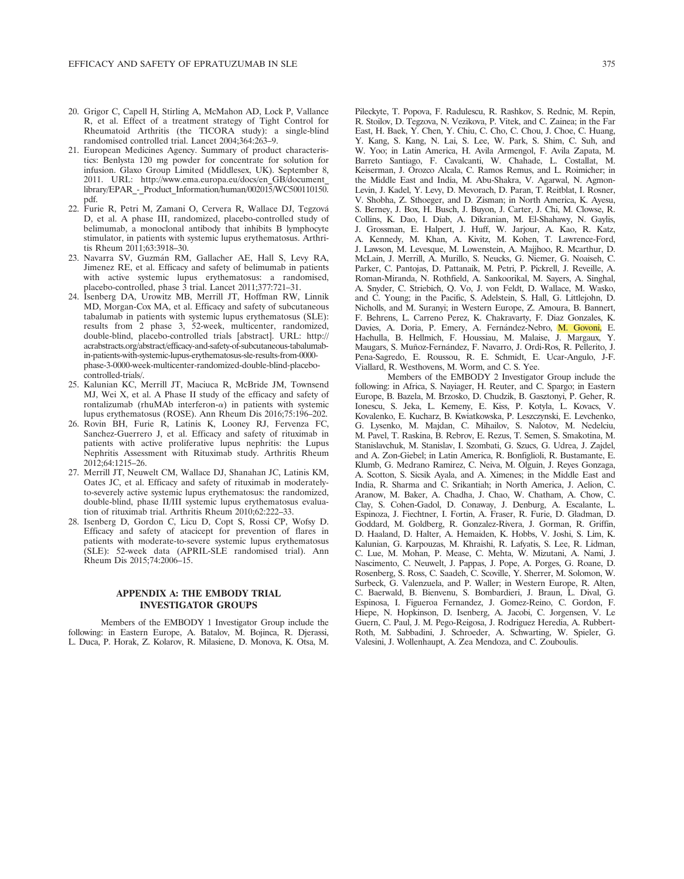20. Grigor C, Capell H, Stirling A, McMahon AD, Lock P, Vallance R, et al. Effect of a treatment strategy of Tight Control for Rheumatoid Arthritis (the TICORA study): a single-blind randomised controlled trial. Lancet 2004;364:263–9.
21. European Medicines Agency. Summary of product characteristics: Benlysta 120 mg powder for concentrate for solution for infusion. Glaxo Group Limited (Middlesex, UK). September 8, 2011. URL: http://www.ema.europa.eu/docs/en_GB/document_library/EPAR_-_Product_Information/human/002015/WC500110150.pdf.
22. Furie R, Petri M, Zamani O, Cervera R, Wallace DJ, Tegzová D, et al. A phase III, randomized, placebo-controlled study of belimumab, a monoclonal antibody that inhibits B lymphocyte stimulator, in patients with systemic lupus erythematosus. Arthritis Rheum 2011;63:3918–30.
23. Navarra SV, Guzmán RM, Gallacher AE, Hall S, Levy RA, Jimenez RE, et al. Efficacy and safety of belimumab in patients with active systemic lupus erythematosus: a randomised, placebo-controlled, phase 3 trial. Lancet 2011;377:721–31.
24. Isenberg DA, Urowitz MB, Merrill JT, Hoffman RW, Linnik MD, Morgan-Cox MA, et al. Efficacy and safety of subcutaneous tabalumab in patients with systemic lupus erythematosus (SLE): results from 2 phase 3, 52-week, multicenter, randomized, double-blind, placebo-controlled trials [abstract]. URL: http://acrabstracts.org/abstract/efficacy-and-safety-of-subcutaneous-tabalumab-in-patients-with-systemic-lupus-erythematosus-sle-results-from-0000-phase-3-0000-week-multicenter-randomized-double-blind-placebo-controlled-trials/.
25. Kalunian KC, Merrill JT, Maciuca R, McBride JM, Townsend MJ, Wei X, et al. A Phase II study of the efficacy and safety of rontalizumab (rhuMAb interferon-α) in patients with systemic lupus erythematosus (ROSE). Ann Rheum Dis 2016;75:196–202.
26. Rovin BH, Furie R, Latinis K, Looney RJ, Fervenza FC, Sanchez-Guerrero J, et al. Efficacy and safety of rituximab in patients with active proliferative lupus nephritis: the Lupus Nephritis Assessment with Rituximab study. Arthritis Rheum 2012;64:1215–26.
27. Merrill JT, Neuwelt CM, Wallace DJ, Shanahan JC, Latinis KM, Oates JC, et al. Efficacy and safety of rituximab in moderately-to-severely active systemic lupus erythematosus: the randomized, double-blind, phase II/III systemic lupus erythematosus evaluation of rituximab trial. Arthritis Rheum 2010;62:222–33.
28. Isenberg D, Gordon C, Licu D, Copt S, Rossi CP, Wofsy D. Efficacy and safety of atacicept for prevention of flares in patients with moderate-to-severe systemic lupus erythematosus (SLE): 52-week data (APRIL-SLE randomised trial). Ann Rheum Dis 2015;74:2006–15.

## APPENDIX A: THE EMBODY TRIAL INVESTIGATOR GROUPS

Members of the EMBODY 1 Investigator Group include the following: in Eastern Europe, A. Batalov, M. Bojinca, R. Djerassi, L. Duca, P. Horak, Z. Kolarov, R. Milasiene, D. Monova, K. Otsa, M. Pileckyte, T. Popova, F. Radulescu, R. Rashkov, S. Rednic, M. Repin, R. Stoilov, D. Tegzova, N. Vezikova, P. Vitek, and C. Zainea; in the Far East, H. Baek, Y. Chen, Y. Chiu, C. Cho, C. Chou, J. Choe, C. Huang, Y. Kang, S. Kang, N. Lai, S. Lee, W. Park, S. Shim, C. Suh, and W. Yoo; in Latin America, H. Avila Armengol, F. Avila Zapata, M. Barreto Santiago, F. Cavalcanti, W. Chahade, L. Costallat, M. Keiserman, J. Orozco Alcala, C. Ramos Remus, and L. Roimicher; in the Middle East and India, M. Abu-Shakra, V. Agarwal, N. Agmon-Levin, J. Kadel, Y. Levy, D. Mevorach, D. Paran, T. Reitblat, I. Rosner, V. Shobha, Z. Sthoeger, and D. Zisman; in North America, K. Ayesu, S. Berney, J. Box, H. Busch, J. Buyon, J. Carter, J. Chi, M. Clowse, R. Collins, K. Dao, I. Diab, A. Dikranian, M. El-Shahawy, N. Gaylis, J. Grossman, E. Halpert, J. Huff, W. Jarjour, A. Kao, R. Katz, A. Kennedy, M. Khan, A. Kivitz, M. Kohen, T. Lawrence-Ford, J. Lawson, M. Levesque, M. Lowenstein, A. Majjhoo, R. Mcarthur, D. McLain, J. Merrill, A. Murillo, S. Neucks, G. Niemer, G. Noaiseh, C. Parker, C. Pantojas, D. Pattanaik, M. Petri, P. Pickrell, J. Reveille, A. Roman-Miranda, N. Rothfield, A. Sankoorikal, M. Sayers, A. Singhal, A. Snyder, C. Striebich, Q. Vo, J. von Feldt, D. Wallace, M. Wasko, and C. Young; in the Pacific, S. Adelstein, S. Hall, G. Littlejohn, D. Nicholls, and M. Suranyi; in Western Europe, Z. Amoura, B. Bannert, F. Behrens, L. Carreno Perez, K. Chakravarty, F. Diaz Gonzales, K. Davies, A. Doria, P. Emery, A. Fernández-Nebro, M. Govoni, E. Hachulla, B. Hellmich, F. Houssiau, M. Malaise, J. Margaux, Y. Maugars, S. Muñoz-Fernández, F. Navarro, J. Ordi-Ros, R. Pellerito, J. Pena-Sagredo, E. Roussou, R. E. Schmidt, E. Ucar-Angulo, J-F. Viallard, R. Westhovens, M. Worm, and C. S. Yee.

Members of the EMBODY 2 Investigator Group include the following: in Africa, S. Nayiager, H. Reuter, and C. Spargo; in Eastern Europe, B. Bazela, M. Brzosko, D. Chudzik, B. Gasztonyi, P. Geher, R. Ionescu, S. Jeka, L. Kemeny, E. Kiss, P. Kotyla, L. Kovacs, V. Kovalenko, E. Kucharz, B. Kwiatkowska, P. Leszczynski, E. Levchenko, G. Lysenko, M. Majdan, C. Mihailov, S. Nalotov, M. Nedelciu, M. Pavel, T. Raskina, B. Rebrov, E. Rezus, T. Semen, S. Smakotina, M. Stanislavchuk, M. Stanislav, I. Szombati, G. Szucs, G. Udrea, J. Zajdel, and A. Zon-Giebel; in Latin America, R. Bonfiglioli, R. Bustamante, E. Klumb, G. Medrano Ramirez, C. Neiva, M. Olguin, J. Reyes Gonzaga, A. Scotton, S. Sicsik Ayala, and A. Ximenes; in the Middle East and India, R. Sharma and C. Srikantiah; in North America, J. Aelion, C. Aranow, M. Baker, A. Chadha, J. Chao, W. Chatham, A. Chow, C. Clay, S. Cohen-Gadol, D. Conaway, J. Denburg, A. Escalante, L. Espinoza, J. Fiechtner, I. Fortin, A. Fraser, R. Furie, D. Gladman, D. Goddard, M. Goldberg, R. Gonzalez-Rivera, J. Gorman, R. Griffin, D. Haaland, D. Halter, A. Hemaiden, K. Hobbs, V. Joshi, S. Lim, K. Kalunian, G. Karpouzas, M. Khraishi, R. Lafyatis, S. Lee, R. Lidman, C. Lue, M. Mohan, P. Mease, C. Mehta, W. Mizutani, A. Nami, J. Nascimento, C. Neuwelt, J. Pappas, J. Pope, A. Porges, G. Roane, D. Rosenberg, S. Ross, C. Saadeh, C. Scoville, Y. Sherrer, M. Solomon, W. Surbeck, G. Valenzuela, and P. Waller; in Western Europe, R. Alten, C. Baerwald, B. Bienvenu, S. Bombardieri, J. Braun, L. Dival, G. Espinosa, I. Figueroa Fernandez, J. Gomez-Reino, C. Gordon, F. Hiepe, N. Hopkinson, D. Isenberg, A. Jacobi, C. Jorgensen, V. Le Guern, C. Paul, J. M. Pego-Reigosa, J. Rodriguez Heredia, A. Rubbert-Roth, M. Sabbadini, J. Schroeder, A. Schwarting, W. Spieler, G. Valesini, J. Wollenhaupt, A. Zea Mendoza, and C. Zouboulis.